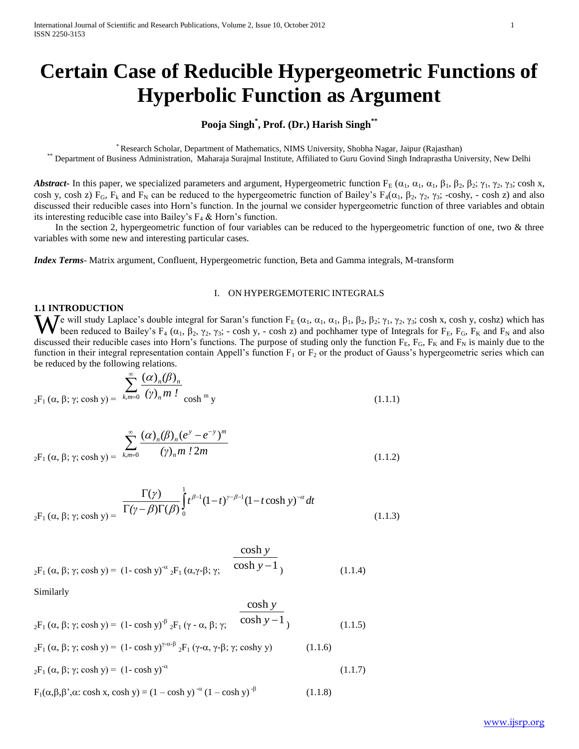# Certain Case of Reducible Hypergeometric Functions of Hyperbolic Function as Argument

**Pooja Singh[*], Prof. (Dr.) Harish Singh[**]**

[*] Research Scholar, Department of Mathematics, NIMS University, Shobha Nagar, Jaipur (Rajasthan)
[**] Department of Business Administration, Maharaja Surajmal Institute, Affiliated to Guru Govind Singh Indraprastha University, New Delhi

***Abstract***- In this paper, we specialized parameters and argument, Hypergeometric function $F_E$ ($\alpha_1$, $\alpha_1$, $\alpha_1$, $\beta_1$, $\beta_2$, $\beta_2$; $\gamma_1$, $\gamma_2$, $\gamma_3$; cosh x, cosh y, cosh z) $F_G$, $F_k$ and $F_N$ can be reduced to the hypergeometric function of Bailey's $F_4(\alpha_1, \beta_2, \gamma_2, \gamma_3; -\cosh y, -\cosh z)$ and also discussed their reducible cases into Horn's function. In the journal we consider hypergeometric function of three variables and obtain its interesting reducible case into Bailey's $F_4$ & Horn's function.

In the section 2, hypergeometric function of four variables can be reduced to the hypergeometric function of one, two & three variables with some new and interesting particular cases.

***Index Terms***- Matrix argument, Confluent, Hypergeometric function, Beta and Gamma integrals, M-transform

## I. ON HYPERGEMOTERIC INTEGRALS

### 1.1 INTRODUCTION

We will study Laplace's double integral for Saran's function $F_E$ ($\alpha_1$, $\alpha_1$, $\alpha_1$, $\beta_1$, $\beta_2$, $\beta_2$; $\gamma_1$, $\gamma_2$, $\gamma_3$; cosh x, cosh y, coshz) which has been reduced to Bailey's $F_4$ ($\alpha_1$, $\beta_2$, $\gamma_2$, $\gamma_3$; - cosh y, - cosh z) and pochhamer type of Integrals for $F_E$, $F_G$, $F_K$ and $F_N$ and also discussed their reducible cases into Horn's functions. The purpose of studing only the function $F_E$, $F_G$, $F_K$ and $F_N$ is mainly due to the function in their integral representation contain Appell's function $F_1$ or $F_2$ or the product of Gauss's hypergeometric series which can be reduced by the following relations.

$$ {}_2F_1(\alpha, \beta; \gamma; \cosh y) = \sum_{k,m=0}^{\infty} \frac{(\alpha)_n(\beta)_n}{(\gamma)_n m!} \cosh^m y \tag{1.1.1}$$

$$ {}_2F_1(\alpha, \beta; \gamma; \cosh y) = \sum_{k,m=0}^{\infty} \frac{(\alpha)_n(\beta)_n(e^y - e^{-y})^m}{(\gamma)_n m!\, 2m} \tag{1.1.2}$$

$$ {}_2F_1(\alpha, \beta; \gamma; \cosh y) = \frac{\Gamma(\gamma)}{\Gamma(\gamma-\beta)\Gamma(\beta)} \int_0^1 t^{\beta-1}(1-t)^{\gamma-\beta-1}(1-t\cosh y)^{-\alpha}\, dt \tag{1.1.3}$$

$$ {}_2F_1(\alpha, \beta; \gamma; \cosh y) = (1-\cosh y)^{-\alpha}\, {}_2F_1\left(\alpha, \gamma-\beta; \gamma; \frac{\cosh y}{\cosh y - 1}\right) \tag{1.1.4}$$

Similarly

$$ {}_2F_1(\alpha, \beta; \gamma; \cosh y) = (1-\cosh y)^{-\beta}\, {}_2F_1\left(\gamma-\alpha, \beta; \gamma; \frac{\cosh y}{\cosh y - 1}\right) \tag{1.1.5}$$

$$ {}_2F_1(\alpha, \beta; \gamma; \cosh y) = (1-\cosh y)^{\gamma-\alpha-\beta}\, {}_2F_1(\gamma-\alpha, \gamma-\beta; \gamma; \text{coshy } y) \tag{1.1.6}$$

$$ {}_2F_1(\alpha, \beta; \gamma; \cosh y) = (1-\cosh y)^{-\alpha} \tag{1.1.7}$$

$$ F_1(\alpha,\beta,\beta',\alpha: \cosh x, \cosh y) = (1-\cosh y)^{-\alpha}(1-\cosh y)^{-\beta} \tag{1.1.8}$$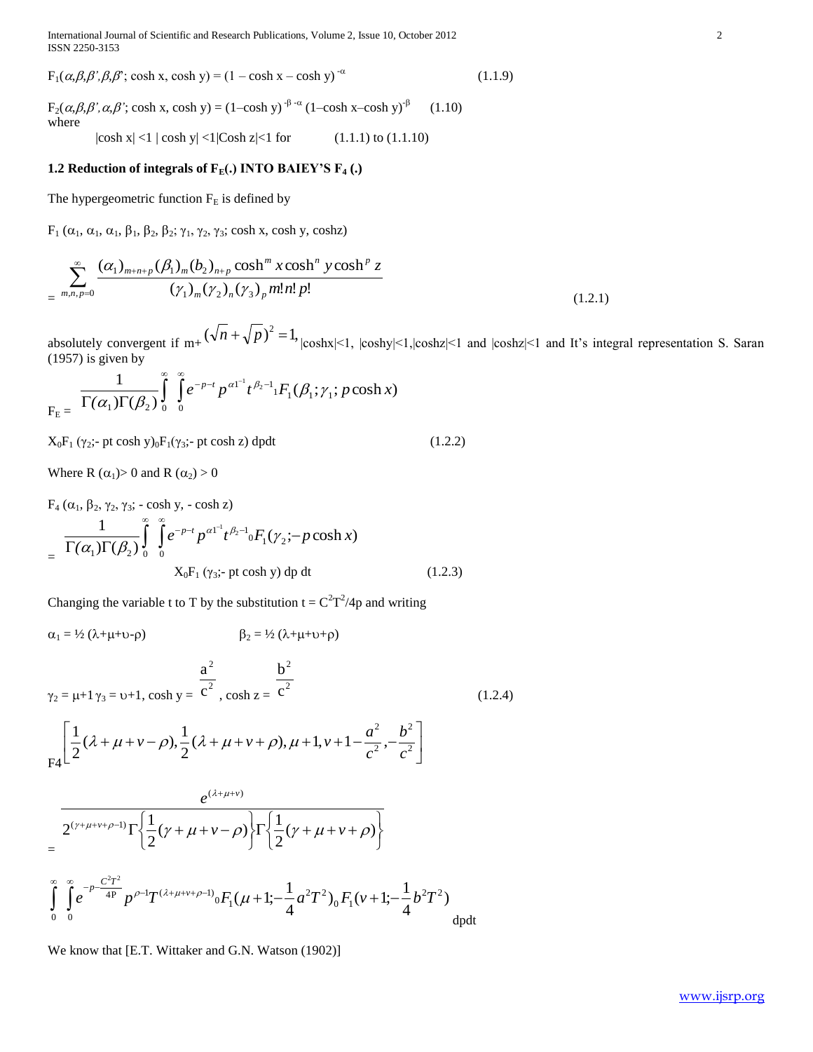$F_1(\alpha,\beta,\beta',\beta,\beta'; \cosh x, \cosh y) = (1 - \cosh x - \cosh y)^{-\alpha}$ (1.1.9)

$F_2(\alpha,\beta,\beta',\alpha,\beta'; \cosh x, \cosh y) = (1-\cosh y)^{-\beta-\alpha} (1-\cosh x-\cosh y)^{-\beta}$ (1.10)

where

$|\cosh x| <1$ $|\cosh y| <1|\text{Cosh } z|<1$ for (1.1.1) to (1.1.10)

### 1.2 Reduction of integrals of $F_E(.)$ INTO BAIEY'S $F_4$ (.)

The hypergeometric function $F_E$ is defined by

$F_1$ ($\alpha_1$, $\alpha_1$, $\alpha_1$, $\beta_1$, $\beta_2$, $\beta_2$; $\gamma_1$, $\gamma_2$, $\gamma_3$; cosh x, cosh y, coshz)

$$= \sum_{m,n,p=0}^{\infty} \frac{(\alpha_1)_{m+n+p}(\beta_1)_m (b_2)_{n+p} \cosh^m x \cosh^n y \cosh^p z}{(\gamma_1)_m(\gamma_2)_n(\gamma_3)_p m! n! p!} \tag{1.2.1}$$

absolutely convergent if m+ $(\sqrt{n}+\sqrt{p})^2 = 1,$ |coshx|<1, |coshy|<1,|coshz|<1 and |coshz|<1 and It's integral representation S. Saran (1957) is given by

$$F_E = \frac{1}{\Gamma(\alpha_1)\Gamma(\beta_2)} \int_0^{\infty}\int_0^{\infty} e^{-p-t} p^{\alpha 1^{-1}} t^{\beta_2 - 1} {}_1F_1(\beta_1;\gamma_1; p\cosh x)$$

$$X {}_0F_1(\gamma_2; -\text{pt}\cosh y) {}_0F_1(\gamma_3; -\text{pt}\cosh z)\, dpdt \tag{1.2.2}$$

Where R ($\alpha_1$)> 0 and R ($\alpha_2$) > 0

$F_4$ ($\alpha_1$, $\beta_2$, $\gamma_2$, $\gamma_3$; - cosh y, - cosh z)

$$= \frac{1}{\Gamma(\alpha_1)\Gamma(\beta_2)} \int_0^{\infty}\int_0^{\infty} e^{-p-t} p^{\alpha 1^{-1}} t^{\beta_2 - 1} {}_0F_1(\gamma_2; -p\cosh x)$$

$$X {}_0F_1(\gamma_3; -\text{pt}\cosh y)\, dp\, dt \tag{1.2.3}$$

Changing the variable t to T by the substitution $t = C^2T^2/4p$ and writing

$\alpha_1 = ½ (\lambda+\mu+\upsilon-\rho)$ $\beta_2 = ½ (\lambda+\mu+\upsilon+\rho)$

$$\gamma_2 = \mu+1\ \gamma_3 = \upsilon+1, \cosh y = \frac{a^2}{c^2}, \cosh z = \frac{b^2}{c^2} \tag{1.2.4}$$

$$F4\left[\frac{1}{2}(\lambda+\mu+v-\rho), \frac{1}{2}(\lambda+\mu+v+\rho), \mu+1, v+1 - \frac{a^2}{c^2}, -\frac{b^2}{c^2}\right]$$

$$= \frac{e^{(\lambda+\mu+v)}}{2^{(\gamma+\mu+v+\rho-1)}\Gamma\left\{\frac{1}{2}(\gamma+\mu+v-\rho)\right\}\Gamma\left\{\frac{1}{2}(\gamma+\mu+v+\rho)\right\}}$$

$$\int_0^{\infty}\int_0^{\infty} e^{-p-\frac{C^2T^2}{4P}} p^{\rho-1} T^{(\lambda+\mu+v+\rho-1)} {}_0F_1(\mu+1; -\frac{1}{4}a^2T^2) {}_0F_1(v+1; -\frac{1}{4}b^2T^2)\, dpdt$$

We know that [E.T. Wittaker and G.N. Watson (1902)]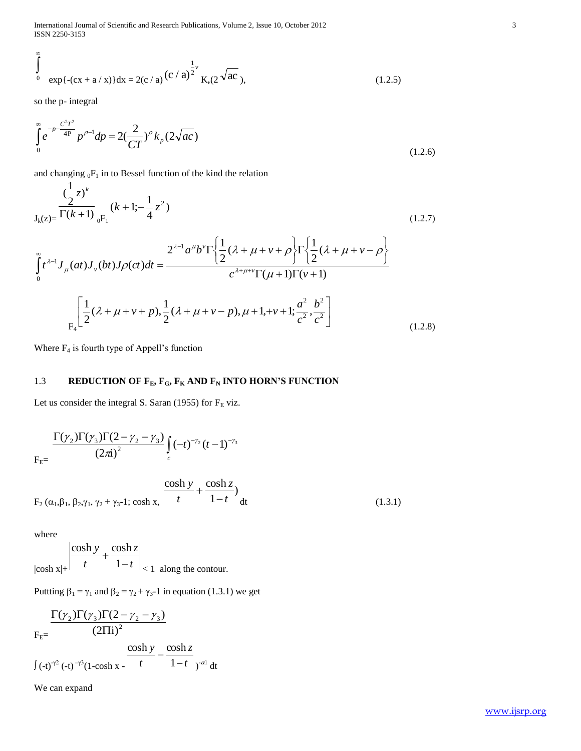$$\int_0^\infty \exp\{-(cx + a / x)\}dx = 2(c / a)^{\frac{1}{2}v} (c / a) K_v(2\sqrt{ac}), \tag{1.2.5}$$

so the p- integral

$$\int_0^\infty e^{-p-\frac{C^2T^2}{4P}} p^{\rho-1} dp = 2(\frac{2}{CT})^\rho k_p(2\sqrt{ac}) \tag{1.2.6}$$

and changing ${}_0F_1$ in to Bessel function of the kind the relation

$$J_k(z) = \frac{(\frac{1}{2}z)^k}{\Gamma(k+1)} {}_0F_1(k+1; -\frac{1}{4}z^2) \tag{1.2.7}$$

$$\int_0^\infty t^{\lambda-1} J_\mu(at) J_v(bt) J\rho(ct) dt = \frac{2^{\lambda-1} a^\mu b^v \Gamma\left\{\frac{1}{2}(\lambda+\mu+v+\rho\right\}\Gamma\left\{\frac{1}{2}(\lambda+\mu+v-\rho\right\}}{c^{\lambda+\mu+v}\Gamma(\mu+1)\Gamma(v+1)}$$

$$F_4\left[\frac{1}{2}(\lambda+\mu+v+p), \frac{1}{2}(\lambda+\mu+v-p), \mu+1, +v+1; \frac{a^2}{c^2}, \frac{b^2}{c^2}\right] \tag{1.2.8}$$

Where $F_4$ is fourth type of Appell's function

## 1.3 REDUCTION OF $F_E$, $F_G$, $F_K$ AND $F_N$ INTO HORN'S FUNCTION

Let us consider the integral S. Saran (1955) for $F_E$ viz.

$$F_E = \frac{\Gamma(\gamma_2)\Gamma(\gamma_3)\Gamma(2-\gamma_2-\gamma_3)}{(2\pi i)^2} \int_c (-t)^{-\gamma_2}(t-1)^{-\gamma_3}$$

$$F_2(\alpha_1, \beta_1, \beta_2, \gamma_1, \gamma_2+\gamma_3-1; \cosh x, \frac{\cosh y}{t} + \frac{\cosh z}{1-t}) dt \tag{1.3.1}$$

where

$|\cosh x| + \left|\frac{\cosh y}{t} + \frac{\cosh z}{1-t}\right| < 1$ along the contour.

Puttting $\beta_1 = \gamma_1$ and $\beta_2 = \gamma_2 + \gamma_3 - 1$ in equation (1.3.1) we get

$$F_E = \frac{\Gamma(\gamma_2)\Gamma(\gamma_3)\Gamma(2-\gamma_2-\gamma_3)}{(2\Pi i)^2}$$

$$\int (-t)^{-\gamma 2} (-t)^{-\gamma 3} (1 - \cosh x - \frac{\cosh y}{t} - \frac{\cosh z}{1-t})^{-\alpha 1} dt$$

We can expand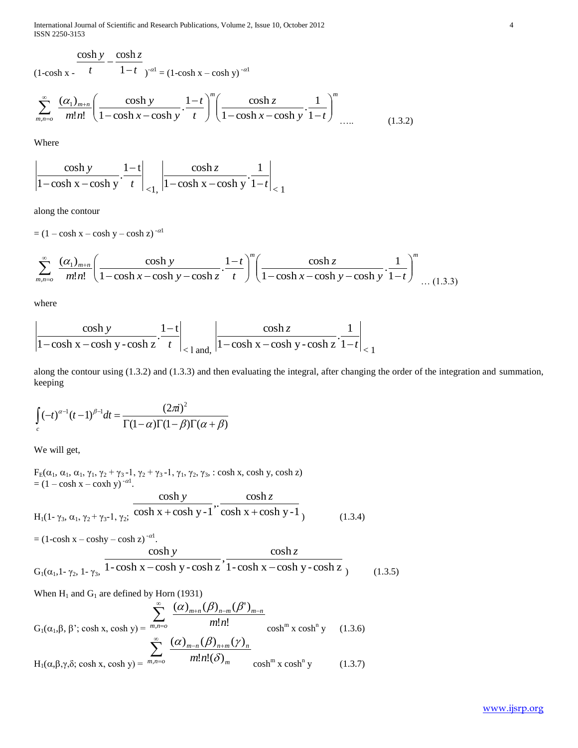$$(1-\cosh x - \frac{\cosh y}{t} - \frac{\cosh z}{1-t})^{-\alpha 1} = (1\text{-}\cosh x - \cosh y)^{-\alpha 1}$$

$$\sum_{m,n=o}^{\infty} \frac{(\alpha_1)_{m+n}}{m!n!} \left( \frac{\cosh y}{1-\cosh x - \cosh y} \cdot \frac{1-t}{t} \right)^m \left( \frac{\cosh z}{1-\cosh x - \cosh y} \cdot \frac{1}{1-t} \right)^m \quad \ldots.. \qquad (1.3.2)$$

Where

$$\left| \frac{\cosh y}{1-\cosh x - \cosh y} \cdot \frac{1-t}{t} \right|_{<1,} \left| \frac{\cosh z}{1-\cosh x - \cosh y} \cdot \frac{1}{1-t} \right|_{<1}$$

along the contour

$$= (1 - \cosh x - \cosh y - \cosh z)^{-\alpha 1}$$

$$\sum_{m,n=o}^{\infty} \frac{(\alpha_1)_{m+n}}{m!n!} \left( \frac{\cosh y}{1-\cosh x - \cosh y - \cosh z} \cdot \frac{1-t}{t} \right)^m \left( \frac{\cosh z}{1-\cosh x - \cosh y - \cosh y} \cdot \frac{1}{1-t} \right)^m \quad \ldots (1.3.3)$$

where

$$\left| \frac{\cosh y}{1-\cosh x - \cosh y - \cosh z} \cdot \frac{1-t}{t} \right|_{<1 \text{ and,}} \left| \frac{\cosh z}{1-\cosh x - \cosh y - \cosh z} \cdot \frac{1}{1-t} \right|_{<1}$$

along the contour using (1.3.2) and (1.3.3) and then evaluating the integral, after changing the order of the integration and summation, keeping

$$\int_c (-t)^{\alpha-1}(t-1)^{\beta-1} dt = \frac{(2\pi i)^2}{\Gamma(1-\alpha)\Gamma(1-\beta)\Gamma(\alpha+\beta)}$$

We will get,

$$F_E(\alpha_1, \alpha_1, \alpha_1, \gamma_1, \gamma_2+\gamma_3\text{-}1, \gamma_2+\gamma_3\text{-}1, \gamma_1, \gamma_2, \gamma_3, : \cosh x, \cosh y, \cosh z)$$
$$= (1 - \cosh x - \text{coxh } y)^{-\alpha 1}.$$

$$H_1(1\text{-}\gamma_3, \alpha_1, \gamma_2+\gamma_3\text{-}1, \gamma_2; \frac{\cosh y}{\cosh x + \cosh y - 1}, \frac{\cosh z}{\cosh x + \cosh y - 1}) \qquad (1.3.4)$$

$$= (1\text{-}\cosh x - \text{coshy} - \cosh z)^{-\alpha 1}.$$

$$G_1(\alpha_1, 1\text{-}\gamma_2, 1\text{-}\gamma_3, \frac{\cosh y}{1\text{-}\cosh x - \cosh y\text{-}\cosh z}, \frac{\cosh z}{1\text{-}\cosh x - \cosh y\text{-}\cosh z}) \qquad (1.3.5)$$

When $H_1$ and $G_1$ are defined by Horn (1931)

$$G_1(\alpha_1, \beta, \beta'; \cosh x, \cosh y) = \sum_{m,n=o}^{\infty} \frac{(\alpha)_{m+n}(\beta)_{n-m}(\beta')_{m-n}}{m!n!} \cosh^m x \cosh^n y \qquad (1.3.6)$$

$$H_1(\alpha, \beta, \gamma, \delta; \cosh x, \cosh y) = \sum_{m,n=o}^{\infty} \frac{(\alpha)_{m-n}(\beta)_{n+m}(\gamma)_n}{m!n!(\delta)_m} \cosh^m x \cosh^n y \qquad (1.3.7)$$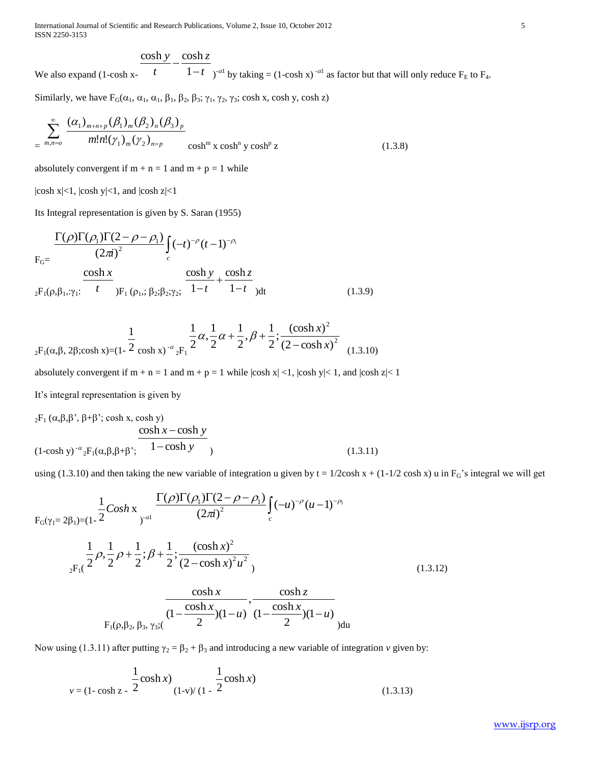We also expand $(1-\cosh x-\frac{\cosh y}{t}-\frac{\cosh z}{1-t})^{-\alpha 1}$ by taking $=(1-\cosh x)^{-\alpha 1}$ as factor but that will only reduce $F_E$ to $F_4$.

Similarly, we have $F_G(\alpha_1, \alpha_1, \alpha_1, \beta_1, \beta_2, \beta_3; \gamma_1, \gamma_2, \gamma_3; \cosh x, \cosh y, \cosh z)$

$$= \sum_{m,n=o}^{\infty} \frac{(\alpha_1)_{m+n+p}(\beta_1)_m(\beta_2)_n(\beta_3)_p}{m!n!(\gamma_1)_m(\gamma_2)_{n=p}} \cosh^m x \cosh^n y \cosh^p z \tag{1.3.8}$$

absolutely convergent if m + n = 1 and m + p = 1 while

$|\cosh x|<1$, $|\cosh y|<1$, and $|\cosh z|<1$

Its Integral representation is given by S. Saran (1955)

$$F_G=\frac{\Gamma(\rho)\Gamma(\rho_1)\Gamma(2-\rho-\rho_1)}{(2\pi i)^2}\int_c (-t)^{-\rho}(t-1)^{-\rho_1}$$

$${}_2F_1(\rho,\beta_1,;\gamma_1:\frac{\cosh x}{t})F_1(\rho_1,;\beta_2;\beta_2;\gamma_2;\frac{\cosh y}{1-t}+\frac{\cosh z}{1-t})dt \tag{1.3.9}$$

$${}_2F_1(\alpha,\beta,2\beta;\cosh x)=(1-\frac{1}{2}\cosh x)^{-\alpha}\,{}_2F_1\ \frac{1}{2}\alpha,\frac{1}{2}\alpha+\frac{1}{2},\beta+\frac{1}{2};\frac{(\cosh x)^2}{(2-\cosh x)^2} \tag{1.3.10}$$

absolutely convergent if m + n = 1 and m + p = 1 while $|\cosh x|<1$, $|\cosh y|<1$, and $|\cosh z|<1$

It's integral representation is given by

${}_2F_1(\alpha,\beta,\beta', \beta+\beta'; \cosh x, \cosh y)$

$$(1-\cosh y)^{-\alpha}\,{}_2F_1(\alpha,\beta,\beta+\beta';\frac{\cosh x-\cosh y}{1-\cosh y}) \tag{1.3.11}$$

using (1.3.10) and then taking the new variable of integration u given by $t = 1/2\cosh x + (1-1/2\cosh x)\,u$ in $F_G$'s integral we will get

$$F_G(\gamma_1=2\beta_1)=(1-\frac{1}{2}\operatorname{Cosh} x)^{-\alpha 1}\frac{\Gamma(\rho)\Gamma(\rho_1)\Gamma(2-\rho-\rho_1)}{(2\pi i)^2}\int_c(-u)^{-\rho}(u-1)^{-\rho_1}$$

$${}_2F_1(\frac{1}{2}\rho,\frac{1}{2}\rho+\frac{1}{2};\beta+\frac{1}{2};\frac{(\cosh x)^2}{(2-\cosh x)^2u^2}) \tag{1.3.12}$$

$$F_1(\rho,\beta_2,\beta_3,\gamma_3;(\frac{\cosh x}{(1-\frac{\cosh x}{2})(1-u)},\frac{\cosh z}{(1-\frac{\cosh x}{2})(1-u)})du$$

Now using (1.3.11) after putting $\gamma_2 = \beta_2 + \beta_3$ and introducing a new variable of integration *v* given by:

$$v=(1-\cosh z-\frac{1}{2}\cosh x)(1-v)/(1-\frac{1}{2}\cosh x) \tag{1.3.13}$$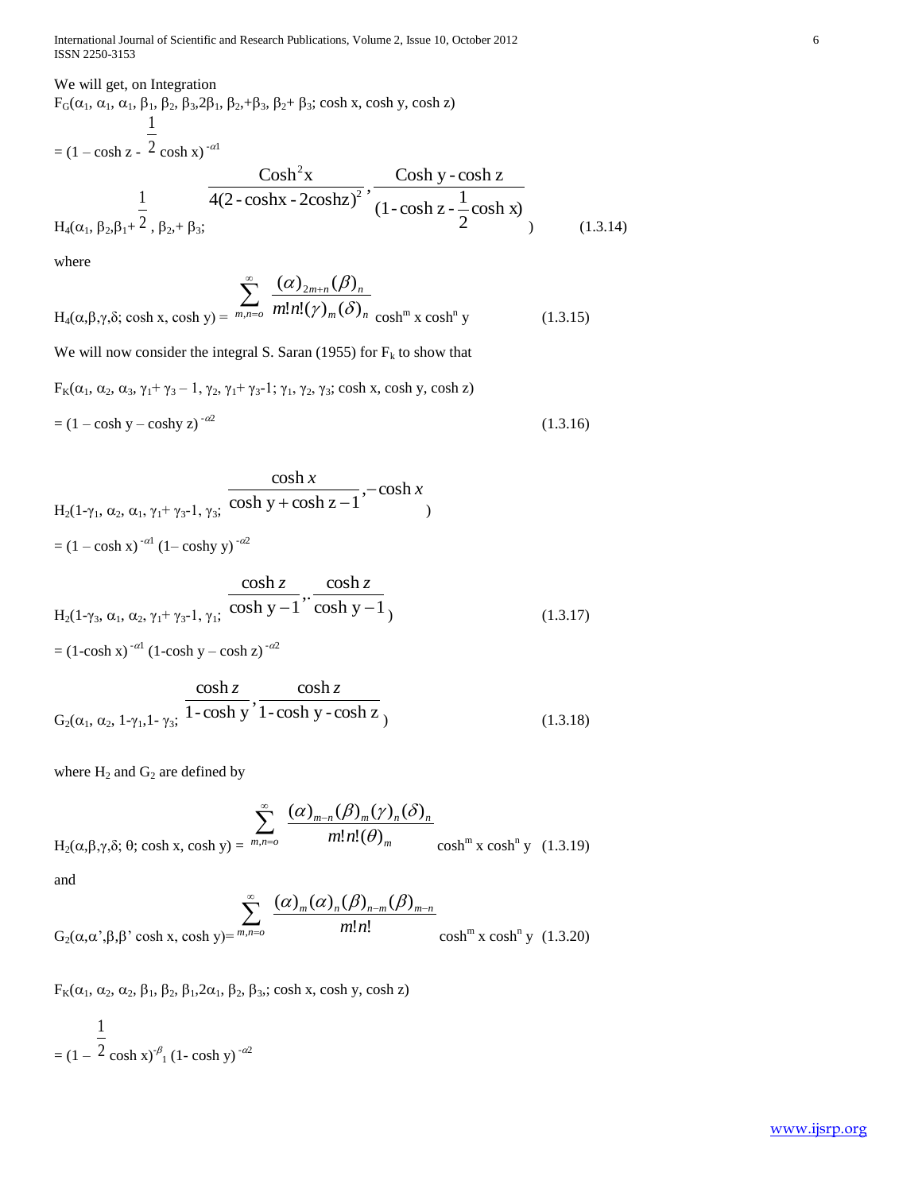We will get, on Integration

$F_G(\alpha_1, \alpha_1, \alpha_1, \beta_1, \beta_2, \beta_3, 2\beta_1, \beta_2,+\beta_3, \beta_2+\beta_3; \cosh x, \cosh y, \cosh z)$

$$= (1 - \cosh z - \frac{1}{2}\cosh x)^{-\alpha 1}$$

$$H_4(\alpha_1, \beta_2, \beta_1+\frac{1}{2}, \beta_2,+\beta_3; \frac{\text{Cosh}^2 x}{4(2-\cosh x - 2\cosh z)^2}, \frac{\text{Cosh y} - \cosh z}{(1-\cosh z - \frac{1}{2}\cosh x)}) \qquad (1.3.14)$$

where

$$H_4(\alpha,\beta,\gamma,\delta; \cosh x, \cosh y) = \sum_{m,n=o}^{\infty} \frac{(\alpha)_{2m+n}(\beta)_n}{m!n!(\gamma)_m(\delta)_n} \cosh^m x \cosh^n y \qquad (1.3.15)$$

We will now consider the integral S. Saran (1955) for $F_k$ to show that

$F_K(\alpha_1, \alpha_2, \alpha_3, \gamma_1+\gamma_3-1, \gamma_2, \gamma_1+\gamma_3-1; \gamma_1, \gamma_2, \gamma_3; \cosh x, \cosh y, \cosh z)$

$$= (1 - \cosh y - \cosh y\, z)^{-\alpha 2} \qquad (1.3.16)$$

$$H_2(1-\gamma_1, \alpha_2, \alpha_1, \gamma_1+\gamma_3-1, \gamma_3; \frac{\cosh x}{\cosh y + \cosh z - 1}, -\cosh x)$$

$$= (1 - \cosh x)^{-\alpha 1}(1 - \cosh y\, y)^{-\alpha 2}$$

$$H_2(1-\gamma_3, \alpha_1, \alpha_2, \gamma_1+\gamma_3-1, \gamma_1; \frac{\cosh z}{\cosh y - 1}, \frac{\cosh z}{\cosh y - 1}) \qquad (1.3.17)$$

$$= (1-\cosh x)^{-\alpha 1}(1-\cosh y - \cosh z)^{-\alpha 2}$$

$$G_2(\alpha_1, \alpha_2, 1-\gamma_1, 1-\gamma_3; \frac{\cosh z}{1-\cosh y}, \frac{\cosh z}{1-\cosh y - \cosh z}) \qquad (1.3.18)$$

where $H_2$ and $G_2$ are defined by

$$H_2(\alpha,\beta,\gamma,\delta; \theta; \cosh x, \cosh y) = \sum_{m,n=o}^{\infty} \frac{(\alpha)_{m-n}(\beta)_m(\gamma)_n(\delta)_n}{m!n!(\theta)_m} \cosh^m x \cosh^n y \quad (1.3.19)$$

and

$$G_2(\alpha,\alpha',\beta,\beta' \cosh x, \cosh y) = \sum_{m,n=o}^{\infty} \frac{(\alpha)_m(\alpha)_n(\beta)_{n-m}(\beta)_{m-n}}{m!n!} \cosh^m x \cosh^n y \quad (1.3.20)$$

$F_K(\alpha_1, \alpha_2, \alpha_2, \beta_1, \beta_2, \beta_1, 2\alpha_1, \beta_2, \beta_3,; \cosh x, \cosh y, \cosh z)$

$$= (1 - \frac{1}{2}\cosh x)^{-\beta_1}(1 - \cosh y)^{-\alpha 2}$$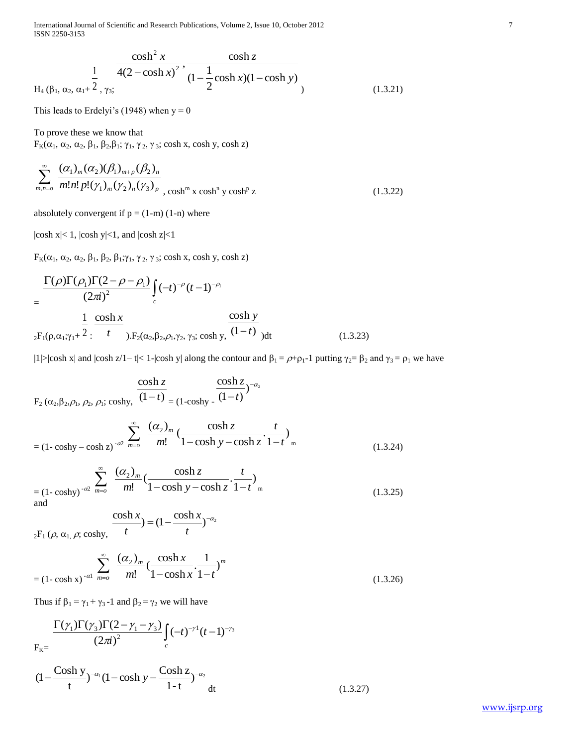$$H_4\left(\beta_1, \alpha_2, \alpha_1+\frac{1}{2}, \gamma_3; \frac{\cosh^2 x}{4(2-\cosh x)^2}, \frac{\cosh z}{(1-\frac{1}{2}\cosh x)(1-\cosh y)}\right) \tag{1.3.21}$$

This leads to Erdelyi's (1948) when y = 0

To prove these we know that

$F_K(\alpha_1, \alpha_2, \alpha_2, \beta_1, \beta_2, \beta_1; \gamma_1, \gamma_2, \gamma_3; \cosh x, \cosh y, \cosh z)$

$$\sum_{m,n=o}^{\infty} \frac{(\alpha_1)_m(\alpha_2)(\beta_1)_{m+p}(\beta_2)_n}{m!n!p!(\gamma_1)_m(\gamma_2)_n(\gamma_3)_p}, \cosh^m x \cosh^n y \cosh^p z \tag{1.3.22}$$

absolutely convergent if $p = (1-m)(1-n)$ where

$|\cosh x| < 1$, $|\cosh y| < 1$, and $|\cosh z| < 1$

$F_K(\alpha_1, \alpha_2, \alpha_2, \beta_1, \beta_2, \beta_1; \gamma_1, \gamma_2, \gamma_3; \cosh x, \cosh y, \cosh z)$

$$= \frac{\Gamma(\rho)\Gamma(\rho_1)\Gamma(2-\rho-\rho_1)}{(2\pi i)^2}\int_c (-t)^{-\rho}(t-1)^{-\rho_1}$$

$${}_2F_1\left(\rho,\alpha_1;\gamma_1+\frac{1}{2}: \frac{\cosh x}{t}\right).F_2\left(\alpha_2,\beta_2,\rho_1,\gamma_2,\gamma_3; \cosh y, \frac{\cosh y}{(1-t)}\right)dt \tag{1.3.23}$$

$|1| > |\cosh x|$ and $|\cosh z/1-t| < 1-|\cosh y|$ along the contour and $\beta_1 = \rho+\rho_1-1$ putting $\gamma_2 = \beta_2$ and $\gamma_3 = \rho_1$ we have

$$F_2\left(\alpha_2,\beta_2,\rho_1,\rho_2,\rho_1; \cosh y, \frac{\cosh z}{(1-t)}\right) = \left(1-\cosh y - \frac{\cosh z}{(1-t)}\right)^{-\alpha_2}$$

$$= (1-\cosh y - \cosh z)^{-\alpha 2} \sum_{m=o}^{\infty} \frac{(\alpha_2)_m}{m!}\left(\frac{\cosh z}{1-\cosh y - \cosh z}.\frac{t}{1-t}\right)_m \tag{1.3.24}$$

$$= (1-\cosh y)^{-\alpha 2} \sum_{m=o}^{\infty} \frac{(\alpha_2)_m}{m!}\left(\frac{\cosh z}{1-\cosh y - \cosh z}.\frac{t}{1-t}\right)_m \tag{1.3.25}$$

and

$${}_2F_1\left(\rho, \alpha_1, \rho; \cosh y, \frac{\cosh x}{t}\right) = \left(1-\frac{\cosh x}{t}\right)^{-\alpha_2}$$

$$= (1-\cosh x)^{-\alpha 1} \sum_{m=o}^{\infty} \frac{(\alpha_2)_m}{m!}\left(\frac{\cosh x}{1-\cosh x}.\frac{1}{1-t}\right)^m \tag{1.3.26}$$

Thus if $\beta_1 = \gamma_1 + \gamma_3 - 1$ and $\beta_2 = \gamma_2$ we will have

$$F_K = \frac{\Gamma(\gamma_1)\Gamma(\gamma_3)\Gamma(2-\gamma_1-\gamma_3)}{(2\pi i)^2}\int_c (-t)^{-\gamma 1}(t-1)^{-\gamma_3}$$

$$\left(1-\frac{\text{Cosh y}}{t}\right)^{-\alpha_1}\left(1-\cosh y - \frac{\text{Cosh z}}{1-t}\right)^{-\alpha_2} dt \tag{1.3.27}$$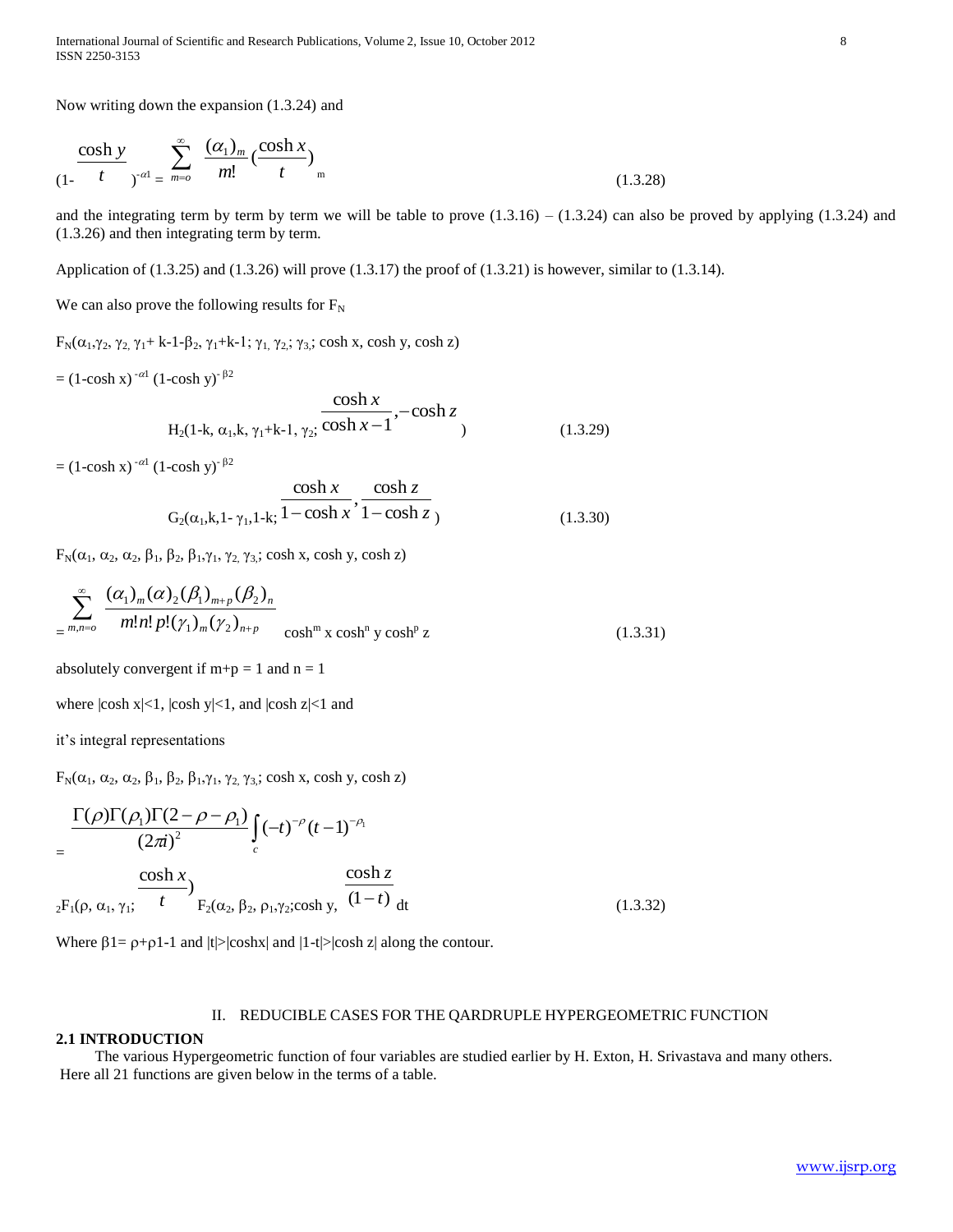Now writing down the expansion (1.3.24) and

$$\left(1-\frac{\cosh y}{t}\right)^{-\alpha 1} = \sum_{m=o}^{\infty} \frac{(\alpha_1)_m}{m!}\left(\frac{\cosh x}{t}\right)_m \tag{1.3.28}$$

and the integrating term by term by term we will be table to prove (1.3.16) – (1.3.24) can also be proved by applying (1.3.24) and (1.3.26) and then integrating term by term.

Application of (1.3.25) and (1.3.26) will prove (1.3.17) the proof of (1.3.21) is however, similar to (1.3.14).

We can also prove the following results for $F_N$

$F_N(\alpha_1,\gamma_2, \gamma_2, \gamma_1+ k\text{-}1\text{-}\beta_2, \gamma_1+k\text{-}1; \gamma_1, \gamma_2; \gamma_3; \cosh x, \cosh y, \cosh z)$

$$= (1-\cosh x)^{-\alpha 1} (1-\cosh y)^{-\beta 2}$$

$$H_2\left(1-k, \alpha_1,k, \gamma_1+k-1, \gamma_2; \frac{\cosh x}{\cosh x-1}, -\cosh z\right) \tag{1.3.29}$$

$$= (1-\cosh x)^{-\alpha 1} (1-\cosh y)^{-\beta 2}$$

$$G_2\left(\alpha_1,k,1-\gamma_1,1-k; \frac{\cosh x}{1-\cosh x}, \frac{\cosh z}{1-\cosh z}\right) \tag{1.3.30}$$

$F_N(\alpha_1, \alpha_2, \alpha_2, \beta_1, \beta_2, \beta_1,\gamma_1, \gamma_2, \gamma_3; \cosh x, \cosh y, \cosh z)$

$$= \sum_{m,n=o}^{\infty} \frac{(\alpha_1)_m (\alpha)_2 (\beta_1)_{m+p} (\beta_2)_n}{m!n!\,p!(\gamma_1)_m (\gamma_2)_{n+p}} \cosh^m x \cosh^n y \cosh^p z \tag{1.3.31}$$

absolutely convergent if m+p = 1 and n = 1

where $|\cosh x|<1$, $|\cosh y|<1$, and $|\cosh z|<1$ and

it's integral representations

$F_N(\alpha_1, \alpha_2, \alpha_2, \beta_1, \beta_2, \beta_1,\gamma_1, \gamma_2, \gamma_3; \cosh x, \cosh y, \cosh z)$

$$= \frac{\Gamma(\rho)\Gamma(\rho_1)\Gamma(2-\rho-\rho_1)}{(2\pi i)^2} \int_c (-t)^{-\rho} (t-1)^{-\rho_1}$$

$${}_2F_1\left(\rho, \alpha_1, \gamma_1; \frac{\cosh x}{t}\right) F_2\left(\alpha_2, \beta_2, \rho_1,\gamma_2; \cosh y, \frac{\cosh z}{(1-t)}\right) dt \tag{1.3.32}$$

Where $\beta 1 = \rho+\rho 1-1$ and $|t|>|\cosh x|$ and $|1-t|>|\cosh z|$ along the contour.

# II. REDUCIBLE CASES FOR THE QARDRUPLE HYPERGEOMETRIC FUNCTION

## 2.1 INTRODUCTION

The various Hypergeometric function of four variables are studied earlier by H. Exton, H. Srivastava and many others. Here all 21 functions are given below in the terms of a table.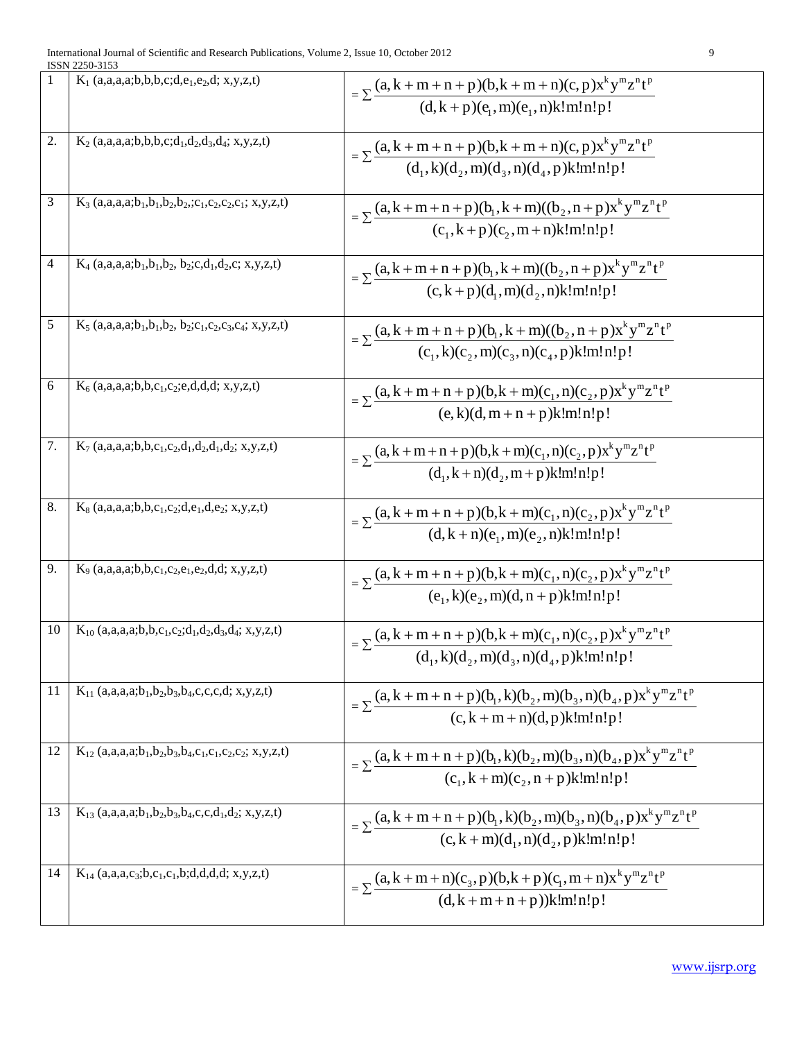| | | |
|---|---|---|
| 1 | $K_1$ (a,a,a,a;b,b,b,c;d,$e_1$,$e_2$,d; x,y,z,t) | $=\sum \frac{(a,k+m+n+p)(b,k+m+n)(c,p)x^k y^m z^n t^p}{(d,k+p)(e_1,m)(e_1,n)k!m!n!p!}$ |
| 2. | $K_2$ (a,a,a,a;b,b,b,c;$d_1$,$d_2$,$d_3$,$d_4$; x,y,z,t) | $=\sum \frac{(a,k+m+n+p)(b,k+m+n)(c,p)x^k y^m z^n t^p}{(d_1,k)(d_2,m)(d_3,n)(d_4,p)k!m!n!p!}$ |
| 3 | $K_3$ (a,a,a,a;$b_1$,$b_1$,$b_2$,$b_2$,;$c_1$,$c_2$,$c_2$,$c_1$; x,y,z,t) | $=\sum \frac{(a,k+m+n+p)(b_1,k+m)((b_2,n+p)x^k y^m z^n t^p}{(c_1,k+p)(c_2,m+n)k!m!n!p!}$ |
| 4 | $K_4$ (a,a,a,a;$b_1$,$b_1$,$b_2$, $b_2$;c,$d_1$,$d_2$,c; x,y,z,t) | $=\sum \frac{(a,k+m+n+p)(b_1,k+m)((b_2,n+p)x^k y^m z^n t^p}{(c,k+p)(d_1,m)(d_2,n)k!m!n!p!}$ |
| 5 | $K_5$ (a,a,a,a;$b_1$,$b_1$,$b_2$, $b_2$;$c_1$,$c_2$,$c_3$,$c_4$; x,y,z,t) | $=\sum \frac{(a,k+m+n+p)(b_1,k+m)((b_2,n+p)x^k y^m z^n t^p}{(c_1,k)(c_2,m)(c_3,n)(c_4,p)k!m!n!p!}$ |
| 6 | $K_6$ (a,a,a,a;b,b,$c_1$,$c_2$;e,d,d,d; x,y,z,t) | $=\sum \frac{(a,k+m+n+p)(b,k+m)(c_1,n)(c_2,p)x^k y^m z^n t^p}{(e,k)(d,m+n+p)k!m!n!p!}$ |
| 7. | $K_7$ (a,a,a,a;b,b,$c_1$,$c_2$,$d_1$,$d_2$,$d_1$,$d_2$; x,y,z,t) | $=\sum \frac{(a,k+m+n+p)(b,k+m)(c_1,n)(c_2,p)x^k y^m z^n t^p}{(d_1,k+n)(d_2,m+p)k!m!n!p!}$ |
| 8. | $K_8$ (a,a,a,a;b,b,$c_1$,$c_2$;d,$e_1$,d,$e_2$; x,y,z,t) | $=\sum \frac{(a,k+m+n+p)(b,k+m)(c_1,n)(c_2,p)x^k y^m z^n t^p}{(d,k+n)(e_1,m)(e_2,n)k!m!n!p!}$ |
| 9. | $K_9$ (a,a,a,a;b,b,$c_1$,$c_2$,$e_1$,$e_2$,d,d; x,y,z,t) | $=\sum \frac{(a,k+m+n+p)(b,k+m)(c_1,n)(c_2,p)x^k y^m z^n t^p}{(e_1,k)(e_2,m)(d,n+p)k!m!n!p!}$ |
| 10 | $K_{10}$ (a,a,a,a;b,b,$c_1$,$c_2$;$d_1$,$d_2$,$d_3$,$d_4$; x,y,z,t) | $=\sum \frac{(a,k+m+n+p)(b,k+m)(c_1,n)(c_2,p)x^k y^m z^n t^p}{(d_1,k)(d_2,m)(d_3,n)(d_4,p)k!m!n!p!}$ |
| 11 | $K_{11}$ (a,a,a,a;$b_1$,$b_2$,$b_3$,$b_4$,c,c,c,d; x,y,z,t) | $=\sum \frac{(a,k+m+n+p)(b_1,k)(b_2,m)(b_3,n)(b_4,p)x^k y^m z^n t^p}{(c,k+m+n)(d,p)k!m!n!p!}$ |
| 12 | $K_{12}$ (a,a,a,a;$b_1$,$b_2$,$b_3$,$b_4$,$c_1$,$c_1$,$c_2$,$c_2$; x,y,z,t) | $=\sum \frac{(a,k+m+n+p)(b_1,k)(b_2,m)(b_3,n)(b_4,p)x^k y^m z^n t^p}{(c_1,k+m)(c_2,n+p)k!m!n!p!}$ |
| 13 | $K_{13}$ (a,a,a,a;$b_1$,$b_2$,$b_3$,$b_4$,c,c,$d_1$,$d_2$; x,y,z,t) | $=\sum \frac{(a,k+m+n+p)(b_1,k)(b_2,m)(b_3,n)(b_4,p)x^k y^m z^n t^p}{(c,k+m)(d_1,n)(d_2,p)k!m!n!p!}$ |
| 14 | $K_{14}$ (a,a,a,$c_3$;b,$c_1$,$c_1$,b;d,d,d,d; x,y,z,t) | $=\sum \frac{(a,k+m+n)(c_3,p)(b,k+p)(c_1,m+n)x^k y^m z^n t^p}{(d,k+m+n+p))k!m!n!p!}$ |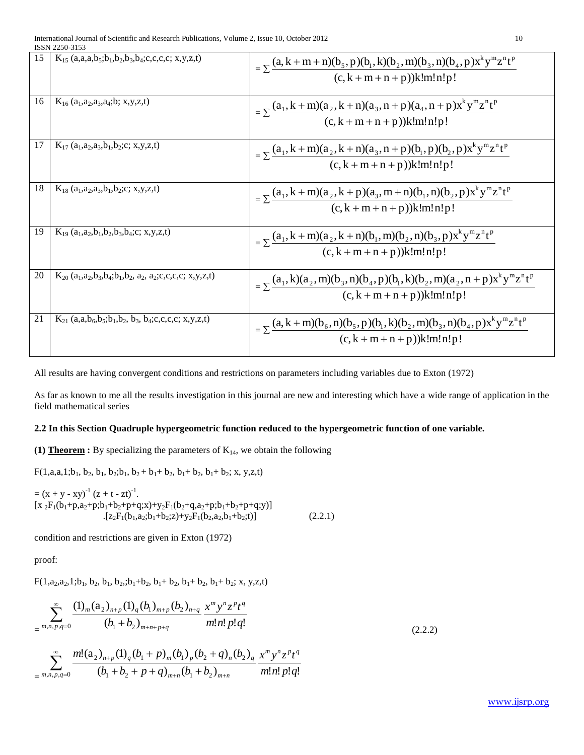| 15 | $K_{15}$ (a,a,a,$b_5$;$b_1$,$b_2$,$b_3$,$b_4$;c,c,c,c; x,y,z,t) | $= \sum \frac{(a, k+m+n)(b_5, p)(b_1, k)(b_2, m)(b_3, n)(b_4, p) x^k y^m z^n t^p}{(c, k+m+n+p))k!m!n!p!}$ |
|---|---|---|
| 16 | $K_{16}$ ($a_1$,$a_2$,$a_3$,$a_4$;b; x,y,z,t) | $= \sum \frac{(a_1, k+m)(a_2, k+n)(a_3, n+p)(a_4, n+p) x^k y^m z^n t^p}{(c, k+m+n+p))k!m!n!p!}$ |
| 17 | $K_{17}$ ($a_1$,$a_2$,$a_3$,$b_1$,$b_2$;c; x,y,z,t) | $= \sum \frac{(a_1, k+m)(a_2, k+n)(a_3, n+p)(b_1, p)(b_2, p) x^k y^m z^n t^p}{(c, k+m+n+p))k!m!n!p!}$ |
| 18 | $K_{18}$ ($a_1$,$a_2$,$a_3$,$b_1$,$b_2$;c; x,y,z,t) | $= \sum \frac{(a_1, k+m)(a_2, k+p)(a_3, m+n)(b_1, n)(b_2, p) x^k y^m z^n t^p}{(c, k+m+n+p))k!m!n!p!}$ |
| 19 | $K_{19}$ ($a_1$,$a_2$,$b_1$,$b_2$,$b_3$,$b_4$;c; x,y,z,t) | $= \sum \frac{(a_1, k+m)(a_2, k+n)(b_1, m)(b_2, n)(b_3, p) x^k y^m z^n t^p}{(c, k+m+n+p))k!m!n!p!}$ |
| 20 | $K_{20}$ ($a_1$,$a_2$,$b_3$,$b_4$;$b_1$,$b_2$, $a_2$, $a_2$;c,c,c,c; x,y,z,t) | $= \sum \frac{(a_1, k)(a_2, m)(b_3, n)(b_4, p)(b_1, k)(b_2, m)(a_2, n+p) x^k y^m z^n t^p}{(c, k+m+n+p))k!m!n!p!}$ |
| 21 | $K_{21}$ (a,a,$b_6$,$b_5$;$b_1$,$b_2$, $b_3$, $b_4$;c,c,c,c; x,y,z,t) | $= \sum \frac{(a, k+m)(b_6, n)(b_5, p)(b_1, k)(b_2, m)(b_3, n)(b_4, p) x^k y^m z^n t^p}{(c, k+m+n+p))k!m!n!p!}$ |

All results are having convergent conditions and restrictions on parameters including variables due to Exton (1972)

As far as known to me all the results investigation in this journal are new and interesting which have a wide range of application in the field mathematical series

**2.2 In this Section Quadruple hypergeometric function reduced to the hypergeometric function of one variable.**

**(1) <u>Theorem</u> :** By specializing the parameters of $K_{14}$, we obtain the following

$F(1,a,a,1;b_1, b_2, b_1, b_2;b_1, b_2 + b_1+ b_2, b_1+ b_2, b_1+ b_2; x, y,z,t)$

$$= (x + y - xy)^{-1} (z + t - zt)^{-1}.$$
$$[x\, {}_2F_1(b_1+p,a_2+p;b_1+b_2+p+q;x)+y\, {}_2F_1(b_2+q,a_2+p;b_1+b_2+p+q;y)] .[z\, {}_2F_1(b_1,a_2;b_1+b_2;z)+y\, {}_2F_1(b_2,a_2,b_1+b_2;t)] \qquad (2.2.1)$$

condition and restrictions are given in Exton (1972)

proof:

$F(1,a_2,a_2,1;b_1, b_2, b_1, b_2,;b_1+b_2, b_1+ b_2, b_1+ b_2, b_1+ b_2; x, y,z,t)$

$$= \sum_{m,n,p,q=0}^{\infty} \frac{(1)_m (a_2)_{n+p} (1)_q (b_1)_{m+p} (b_2)_{n+q}}{(b_1+b_2)_{m+n+p+q}} \frac{x^m y^n z^p t^q}{m!n!p!q!} \qquad (2.2.2)$$

$$= \sum_{m,n,p,q=0}^{\infty} \frac{m!(a_2)_{n+p} (1)_q (b_1+p)_m (b_1)_p (b_2+q)_n (b_2)_q}{(b_1+b_2+p+q)_{m+n} (b_1+b_2)_{m+n}} \frac{x^m y^n z^p t^q}{m!n!p!q!}$$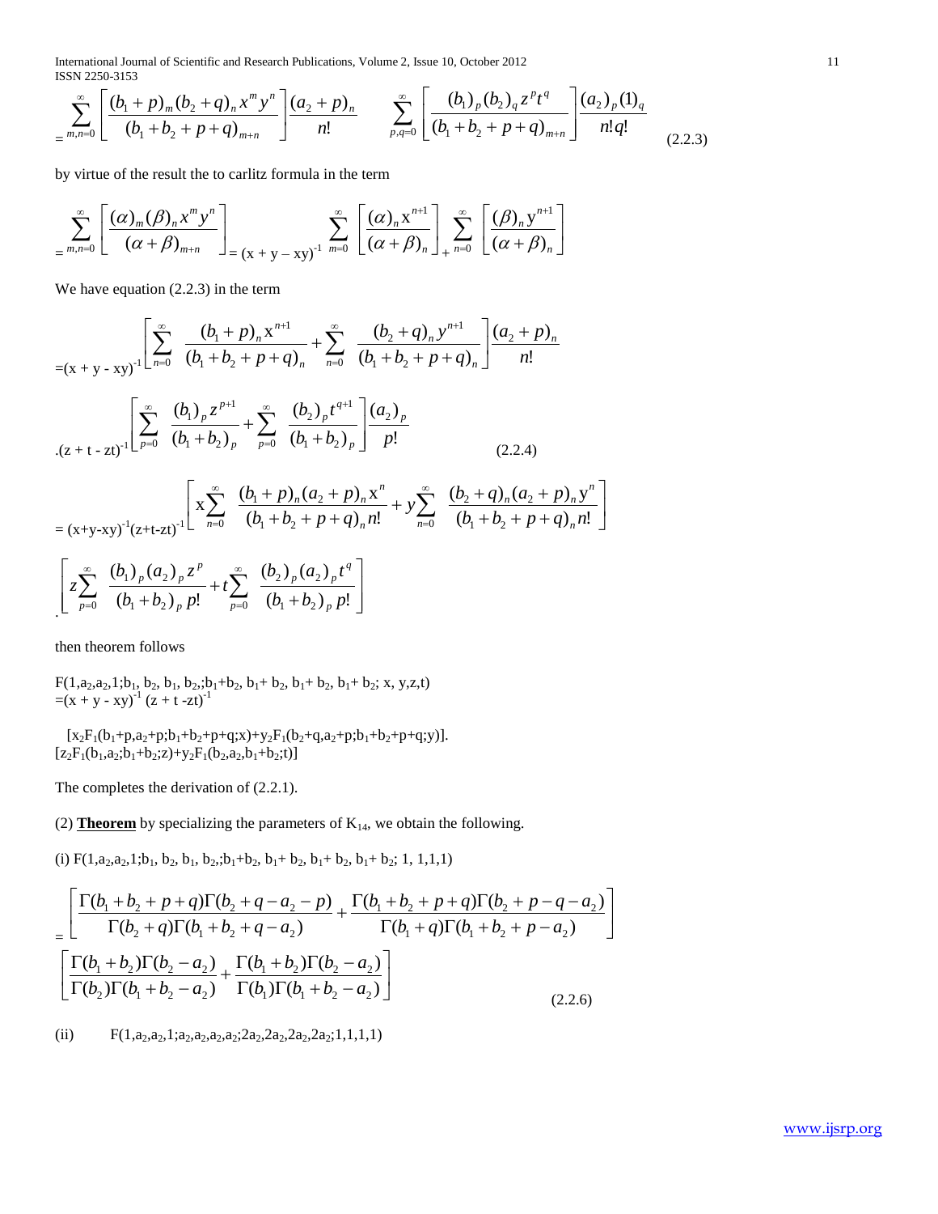$$= \sum_{m,n=0}^{\infty} \left[ \frac{(b_1+p)_m (b_2+q)_n x^m y^n}{(b_1+b_2+p+q)_{m+n}} \right] \frac{(a_2+p)_n}{n!} \qquad \sum_{p,q=0}^{\infty} \left[ \frac{(b_1)_p (b_2)_q z^p t^q}{(b_1+b_2+p+q)_{m+n}} \right] \frac{(a_2)_p (1)_q}{n! q!} \tag{2.2.3}$$

by virtue of the result the to carlitz formula in the term

$$= \sum_{m,n=0}^{\infty} \left[ \frac{(\alpha)_m (\beta)_n x^m y^n}{(\alpha+\beta)_{m+n}} \right] = (x+y-xy)^{-1} \sum_{m=0}^{\infty} \left[ \frac{(\alpha)_n x^{n+1}}{(\alpha+\beta)_n} \right] + \sum_{n=0}^{\infty} \left[ \frac{(\beta)_n y^{n+1}}{(\alpha+\beta)_n} \right]$$

We have equation (2.2.3) in the term

$$=(x+y-xy)^{-1} \left[ \sum_{n=0}^{\infty} \frac{(b_1+p)_n x^{n+1}}{(b_1+b_2+p+q)_n} + \sum_{n=0}^{\infty} \frac{(b_2+q)_n y^{n+1}}{(b_1+b_2+p+q)_n} \right] \frac{(a_2+p)_n}{n!}$$

$$.(z+t-zt)^{-1} \left[ \sum_{p=0}^{\infty} \frac{(b_1)_p z^{p+1}}{(b_1+b_2)_p} + \sum_{p=0}^{\infty} \frac{(b_2)_p t^{q+1}}{(b_1+b_2)_p} \right] \frac{(a_2)_p}{p!} \tag{2.2.4}$$

$$= (x+y-xy)^{-1}(z+t-zt)^{-1} \left[ x \sum_{n=0}^{\infty} \frac{(b_1+p)_n (a_2+p)_n x^n}{(b_1+b_2+p+q)_n n!} + y \sum_{n=0}^{\infty} \frac{(b_2+q)_n (a_2+p)_n y^n}{(b_1+b_2+p+q)_n n!} \right]$$

$$. \left[ z \sum_{p=0}^{\infty} \frac{(b_1)_p (a_2)_p z^p}{(b_1+b_2)_p p!} + t \sum_{p=0}^{\infty} \frac{(b_2)_p (a_2)_p t^q}{(b_1+b_2)_p p!} \right]$$

then theorem follows

$F(1,a_2,a_2,1;b_1,b_2,b_1,b_2;b_1+b_2,b_1+b_2,b_1+b_2,b_1+b_2;x,y,z,t)$
$=(x+y-xy)^{-1}(z+t-zt)^{-1}$

$[x_2F_1(b_1+p,a_2+p;b_1+b_2+p+q;x)+y_2F_1(b_2+q,a_2+p;b_1+b_2+p+q;y)].$
$[z_2F_1(b_1,a_2;b_1+b_2;z)+y_2F_1(b_2,a_2,b_1+b_2;t)]$

The completes the derivation of (2.2.1).

(2) **Theorem** by specializing the parameters of $K_{14}$, we obtain the following.

(i) $F(1,a_2,a_2,1;b_1,b_2,b_1,b_2;b_1+b_2,b_1+b_2,b_1+b_2,b_1+b_2;1,1,1,1)$

$$= \left[ \frac{\Gamma(b_1+b_2+p+q)\Gamma(b_2+q-a_2-p)}{\Gamma(b_2+q)\Gamma(b_1+b_2+q-a_2)} + \frac{\Gamma(b_1+b_2+p+q)\Gamma(b_2+p-q-a_2)}{\Gamma(b_1+q)\Gamma(b_1+b_2+p-a_2)} \right]$$

$$\left[ \frac{\Gamma(b_1+b_2)\Gamma(b_2-a_2)}{\Gamma(b_2)\Gamma(b_1+b_2-a_2)} + \frac{\Gamma(b_1+b_2)\Gamma(b_2-a_2)}{\Gamma(b_1)\Gamma(b_1+b_2-a_2)} \right] \tag{2.2.6}$$

(ii) $F(1,a_2,a_2,1;a_2,a_2,a_2,a_2;2a_2,2a_2,2a_2,2a_2;1,1,1,1)$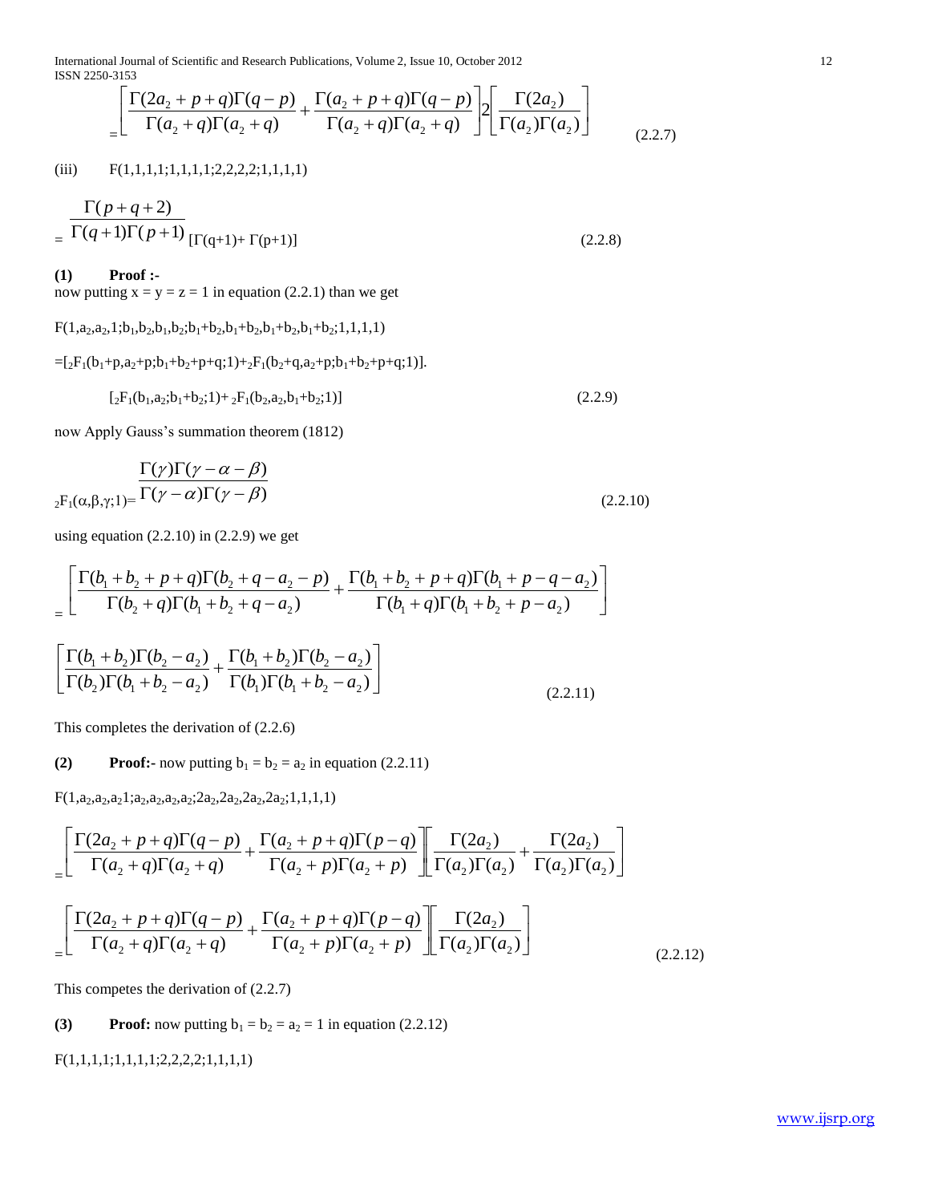$$= \left[ \frac{\Gamma(2a_2 + p + q)\Gamma(q - p)}{\Gamma(a_2 + q)\Gamma(a_2 + q)} + \frac{\Gamma(a_2 + p + q)\Gamma(q - p)}{\Gamma(a_2 + q)\Gamma(a_2 + q)} \right] 2 \left[ \frac{\Gamma(2a_2)}{\Gamma(a_2)\Gamma(a_2)} \right] \tag{2.2.7}$$

(iii) F(1,1,1,1;1,1,1,1;2,2,2,2;1,1,1,1)

$$= \frac{\Gamma(p+q+2)}{\Gamma(q+1)\Gamma(p+1)} [\Gamma(q+1) + \Gamma(p+1)] \tag{2.2.8}$$

**(1) Proof :-**

now putting x = y = z = 1 in equation (2.2.1) than we get

$F(1,a_2,a_2,1;b_1,b_2,b_1,b_2;b_1+b_2,b_1+b_2,b_1+b_2,b_1+b_2;1,1,1,1)$

$=[{}_2F_1(b_1+p,a_2+p;b_1+b_2+p+q;1)+{}_2F_1(b_2+q,a_2+p;b_1+b_2+p+q;1)].$

$$[{}_2F_1(b_1,a_2;b_1+b_2;1)+{}_2F_1(b_2,a_2,b_1+b_2;1)] \tag{2.2.9}$$

now Apply Gauss's summation theorem (1812)

$${}_2F_1(\alpha,\beta,\gamma;1) = \frac{\Gamma(\gamma)\Gamma(\gamma - \alpha - \beta)}{\Gamma(\gamma - \alpha)\Gamma(\gamma - \beta)} \tag{2.2.10}$$

using equation (2.2.10) in (2.2.9) we get

$$= \left[ \frac{\Gamma(b_1 + b_2 + p + q)\Gamma(b_2 + q - a_2 - p)}{\Gamma(b_2 + q)\Gamma(b_1 + b_2 + q - a_2)} + \frac{\Gamma(b_1 + b_2 + p + q)\Gamma(b_1 + p - q - a_2)}{\Gamma(b_1 + q)\Gamma(b_1 + b_2 + p - a_2)} \right]$$

$$\left[ \frac{\Gamma(b_1 + b_2)\Gamma(b_2 - a_2)}{\Gamma(b_2)\Gamma(b_1 + b_2 - a_2)} + \frac{\Gamma(b_1 + b_2)\Gamma(b_2 - a_2)}{\Gamma(b_1)\Gamma(b_1 + b_2 - a_2)} \right] \tag{2.2.11}$$

This completes the derivation of (2.2.6)

**(2) Proof:-** now putting $b_1 = b_2 = a_2$ in equation (2.2.11)

$F(1,a_2,a_2,a_21;a_2,a_2,a_2,a_2;2a_2,2a_2,2a_2,2a_2;1,1,1,1)$

$$= \left[ \frac{\Gamma(2a_2 + p + q)\Gamma(q - p)}{\Gamma(a_2 + q)\Gamma(a_2 + q)} + \frac{\Gamma(a_2 + p + q)\Gamma(p - q)}{\Gamma(a_2 + p)\Gamma(a_2 + p)} \right] \left[ \frac{\Gamma(2a_2)}{\Gamma(a_2)\Gamma(a_2)} + \frac{\Gamma(2a_2)}{\Gamma(a_2)\Gamma(a_2)} \right]$$

$$= \left[ \frac{\Gamma(2a_2 + p + q)\Gamma(q - p)}{\Gamma(a_2 + q)\Gamma(a_2 + q)} + \frac{\Gamma(a_2 + p + q)\Gamma(p - q)}{\Gamma(a_2 + p)\Gamma(a_2 + p)} \right] \left[ \frac{\Gamma(2a_2)}{\Gamma(a_2)\Gamma(a_2)} \right] \tag{2.2.12}$$

This competes the derivation of (2.2.7)

**(3) Proof:** now putting $b_1 = b_2 = a_2 = 1$ in equation (2.2.12)

F(1,1,1,1;1,1,1,1;2,2,2,2;1,1,1,1)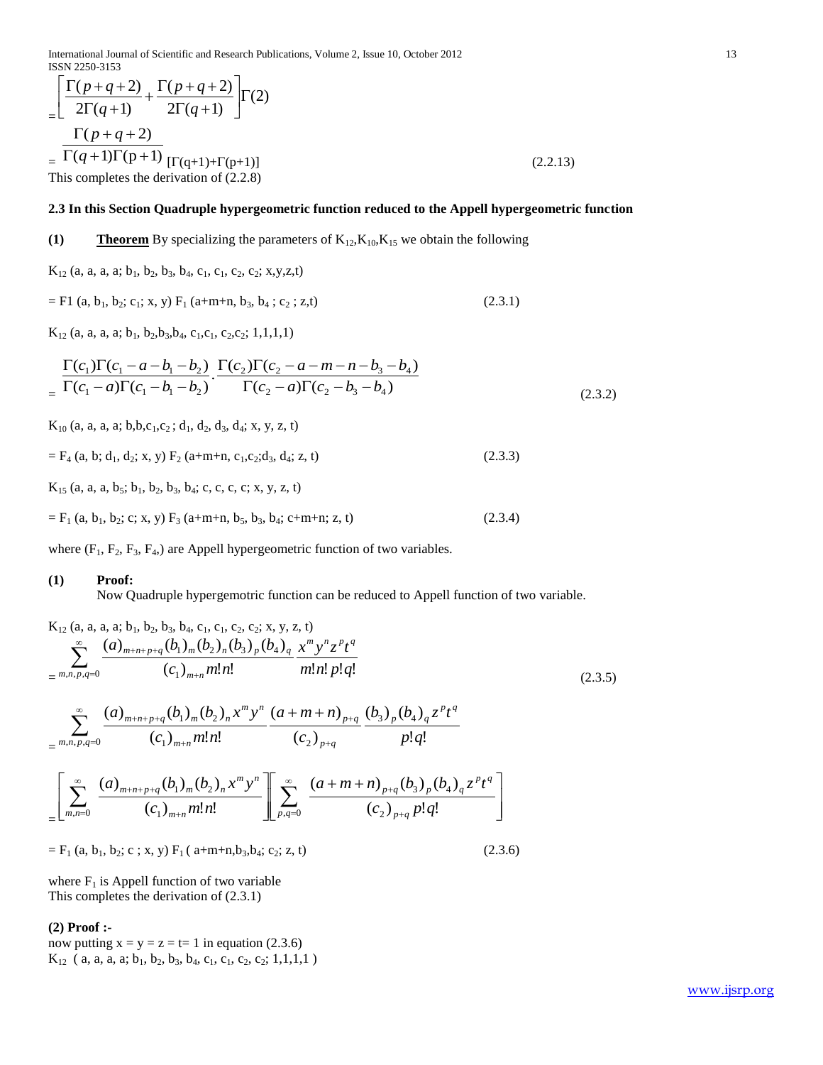$$= \left[ \frac{\Gamma(p+q+2)}{2\Gamma(q+1)} + \frac{\Gamma(p+q+2)}{2\Gamma(q+1)} \right] \Gamma(2)$$

$$= \frac{\Gamma(p+q+2)}{\Gamma(q+1)\Gamma(p+1)} [\Gamma(q+1)+\Gamma(p+1)] \tag{2.2.13}$$

This completes the derivation of (2.2.8)

### 2.3 In this Section Quadruple hypergeometric function reduced to the Appell hypergeometric function

**(1)** **Theorem** By specializing the parameters of $K_{12}, K_{10}, K_{15}$ we obtain the following

$K_{12}$ (a, a, a, a; $b_1$, $b_2$, $b_3$, $b_4$, $c_1$, $c_1$, $c_2$, $c_2$; x,y,z,t)

$= F1$ (a, $b_1$, $b_2$; $c_1$; x, y) $F_1$ (a+m+n, $b_3$, $b_4$ ; $c_2$ ; z,t) (2.3.1)

$K_{12}$ (a, a, a, a; $b_1$, $b_2$,$b_3$,$b_4$, $c_1$,$c_1$, $c_2$,$c_2$; 1,1,1,1)

$$= \frac{\Gamma(c_1)\Gamma(c_1-a-b_1-b_2)}{\Gamma(c_1-a)\Gamma(c_1-b_1-b_2)} \cdot \frac{\Gamma(c_2)\Gamma(c_2-a-m-n-b_3-b_4)}{\Gamma(c_2-a)\Gamma(c_2-b_3-b_4)} \tag{2.3.2}$$

$K_{10}$ (a, a, a, a; b,b,$c_1$,$c_2$ ; $d_1$, $d_2$, $d_3$, $d_4$; x, y, z, t)

$= F_4$ (a, b; $d_1$, $d_2$; x, y) $F_2$ (a+m+n, $c_1$,$c_2$;$d_3$, $d_4$; z, t) (2.3.3)

$K_{15}$ (a, a, a, $b_5$; $b_1$, $b_2$, $b_3$, $b_4$; c, c, c, c; x, y, z, t)

$= F_1$ (a, $b_1$, $b_2$; c; x, y) $F_3$ (a+m+n, $b_5$, $b_3$, $b_4$; c+m+n; z, t) (2.3.4)

where ($F_1$, $F_2$, $F_3$, $F_4$,) are Appell hypergeometric function of two variables.

**(1)** **Proof:**

Now Quadruple hypergemotric function can be reduced to Appell function of two variable.

$K_{12}$ (a, a, a, a; $b_1$, $b_2$, $b_3$, $b_4$, $c_1$, $c_1$, $c_2$, $c_2$; x, y, z, t)

$$= \sum_{m,n,p,q=0}^{\infty} \frac{(a)_{m+n+p+q}(b_1)_m(b_2)_n(b_3)_p(b_4)_q}{(c_1)_{m+n}\, m!\, n!} \frac{x^m y^n z^p t^q}{m!\, n!\, p!\, q!} \tag{2.3.5}$$

$$= \sum_{m,n,p,q=0}^{\infty} \frac{(a)_{m+n+p+q}(b_1)_m(b_2)_n x^m y^n}{(c_1)_{m+n}\, m!\, n!} \frac{(a+m+n)_{p+q}}{(c_2)_{p+q}} \frac{(b_3)_p(b_4)_q z^p t^q}{p!\, q!}$$

$$= \left[ \sum_{m,n=0}^{\infty} \frac{(a)_{m+n+p+q}(b_1)_m(b_2)_n x^m y^n}{(c_1)_{m+n}\, m!\, n!} \right] \left[ \sum_{p,q=0}^{\infty} \frac{(a+m+n)_{p+q}(b_3)_p(b_4)_q z^p t^q}{(c_2)_{p+q}\, p!\, q!} \right]$$

$= F_1$ (a, $b_1$, $b_2$; c ; x, y) $F_1$ ( a+m+n,$b_3$,$b_4$; $c_2$; z, t) (2.3.6)

where $F_1$ is Appell function of two variable

This completes the derivation of (2.3.1)

**(2) Proof :-**

now putting x = y = z = t= 1 in equation (2.3.6)

$K_{12}$ ( a, a, a, a; $b_1$, $b_2$, $b_3$, $b_4$, $c_1$, $c_1$, $c_2$, $c_2$; 1,1,1,1 )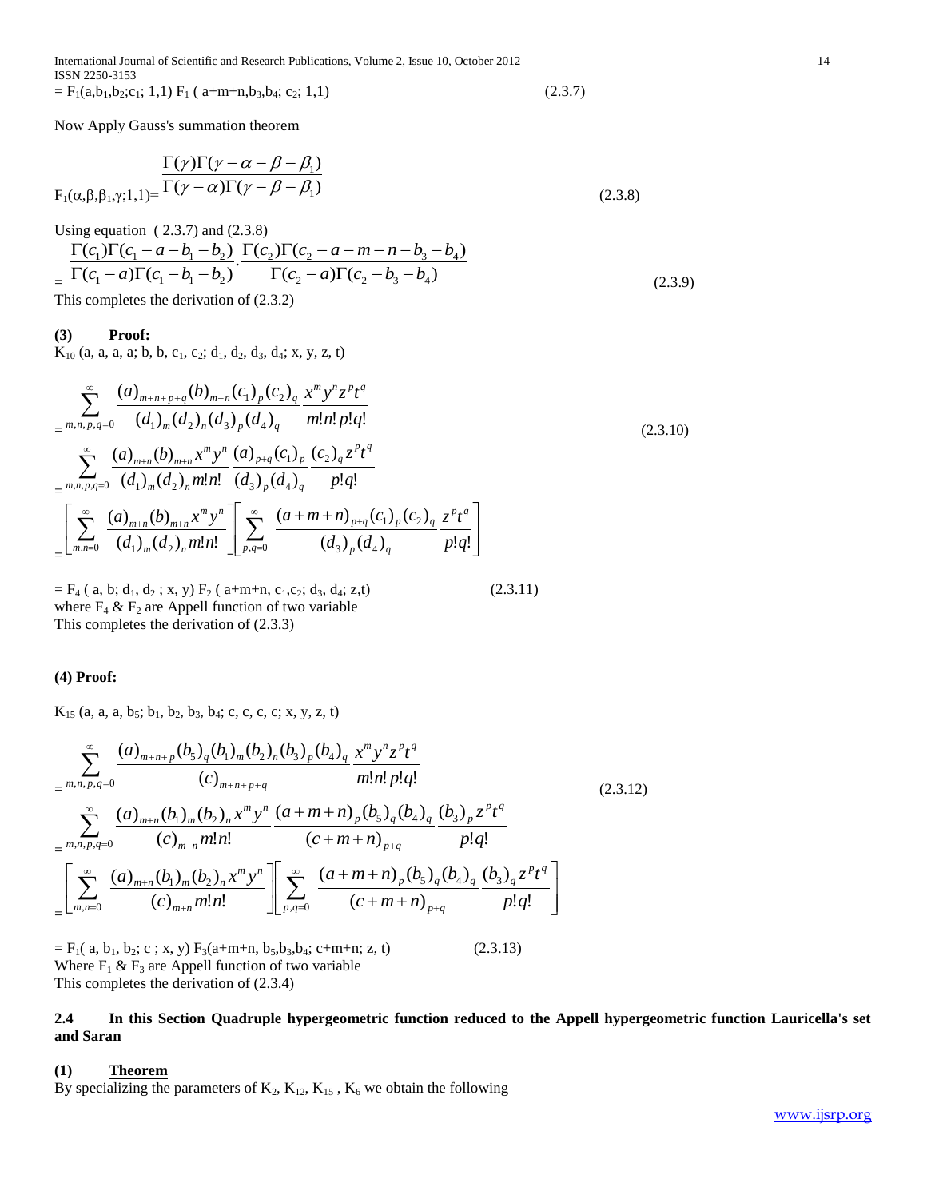$= F_1(a,b_1,b_2;c_1;\ 1,1)\ F_1\ (\ a+m+n,b_3,b_4;\ c_2;\ 1,1)$ (2.3.7)

Now Apply Gauss's summation theorem

$$F_1(\alpha,\beta,\beta_1,\gamma;1,1) = \frac{\Gamma(\gamma)\Gamma(\gamma-\alpha-\beta-\beta_1)}{\Gamma(\gamma-\alpha)\Gamma(\gamma-\beta-\beta_1)} \tag{2.3.8}$$

Using equation ( 2.3.7) and (2.3.8)

$$= \frac{\Gamma(c_1)\Gamma(c_1-a-b_1-b_2)}{\Gamma(c_1-a)\Gamma(c_1-b_1-b_2)} \cdot \frac{\Gamma(c_2)\Gamma(c_2-a-m-n-b_3-b_4)}{\Gamma(c_2-a)\Gamma(c_2-b_3-b_4)} \tag{2.3.9}$$

This completes the derivation of (2.3.2)

**(3) Proof:**

$K_{10}$ (a, a, a, a; b, b, $c_1$, $c_2$; $d_1$, $d_2$, $d_3$, $d_4$; x, y, z, t)

$$= \sum_{m,n,p,q=0}^{\infty} \frac{(a)_{m+n+p+q}(b)_{m+n}(c_1)_p(c_2)_q}{(d_1)_m(d_2)_n(d_3)_p(d_4)_q} \frac{x^m y^n z^p t^q}{m!n!p!q!} \tag{2.3.10}$$

$$= \sum_{m,n,p,q=0}^{\infty} \frac{(a)_{m+n}(b)_{m+n}x^m y^n}{(d_1)_m(d_2)_n m!n!} \frac{(a)_{p+q}(c_1)_p}{(d_3)_p(d_4)_q} \frac{(c_2)_q z^p t^q}{p!q!}$$

$$= \left[\sum_{m,n=0}^{\infty} \frac{(a)_{m+n}(b)_{m+n}x^m y^n}{(d_1)_m(d_2)_n m!n!}\right]\left[\sum_{p,q=0}^{\infty} \frac{(a+m+n)_{p+q}(c_1)_p(c_2)_q}{(d_3)_p(d_4)_q} \frac{z^p t^q}{p!q!}\right]$$

$= F_4\ (\ a,\ b;\ d_1,\ d_2\ ;\ x,\ y)\ F_2\ (\ a+m+n,\ c_1,c_2;\ d_3,\ d_4;\ z,t)$ (2.3.11)

where $F_4$ & $F_2$ are Appell function of two variable

This completes the derivation of (2.3.3)

**(4) Proof:**

$K_{15}$ (a, a, a, $b_5$; $b_1$, $b_2$, $b_3$, $b_4$; c, c, c, c; x, y, z, t)

$$= \sum_{m,n,p,q=0}^{\infty} \frac{(a)_{m+n+p}(b_5)_q(b_1)_m(b_2)_n(b_3)_p(b_4)_q}{(c)_{m+n+p+q}} \frac{x^m y^n z^p t^q}{m!n!p!q!} \tag{2.3.12}$$

$$= \sum_{m,n,p,q=0}^{\infty} \frac{(a)_{m+n}(b_1)_m(b_2)_n x^m y^n}{(c)_{m+n} m!n!} \frac{(a+m+n)_p(b_5)_q(b_4)_q}{(c+m+n)_{p+q}} \frac{(b_3)_p z^p t^q}{p!q!}$$

$$= \left[\sum_{m,n=0}^{\infty} \frac{(a)_{m+n}(b_1)_m(b_2)_n x^m y^n}{(c)_{m+n} m!n!}\right]\left[\sum_{p,q=0}^{\infty} \frac{(a+m+n)_p(b_5)_q(b_4)_q}{(c+m+n)_{p+q}} \frac{(b_3)_q z^p t^q}{p!q!}\right]$$

$= F_1(\ a,\ b_1,\ b_2;\ c\ ;\ x,\ y)\ F_3(a+m+n,\ b_5,b_3,b_4;\ c+m+n;\ z,\ t)$ (2.3.13)

Where $F_1$ & $F_3$ are Appell function of two variable

This completes the derivation of (2.3.4)

## 2.4 In this Section Quadruple hypergeometric function reduced to the Appell hypergeometric function Lauricella's set and Saran

### (1) Theorem

By specializing the parameters of $K_2$, $K_{12}$, $K_{15}$ , $K_6$ we obtain the following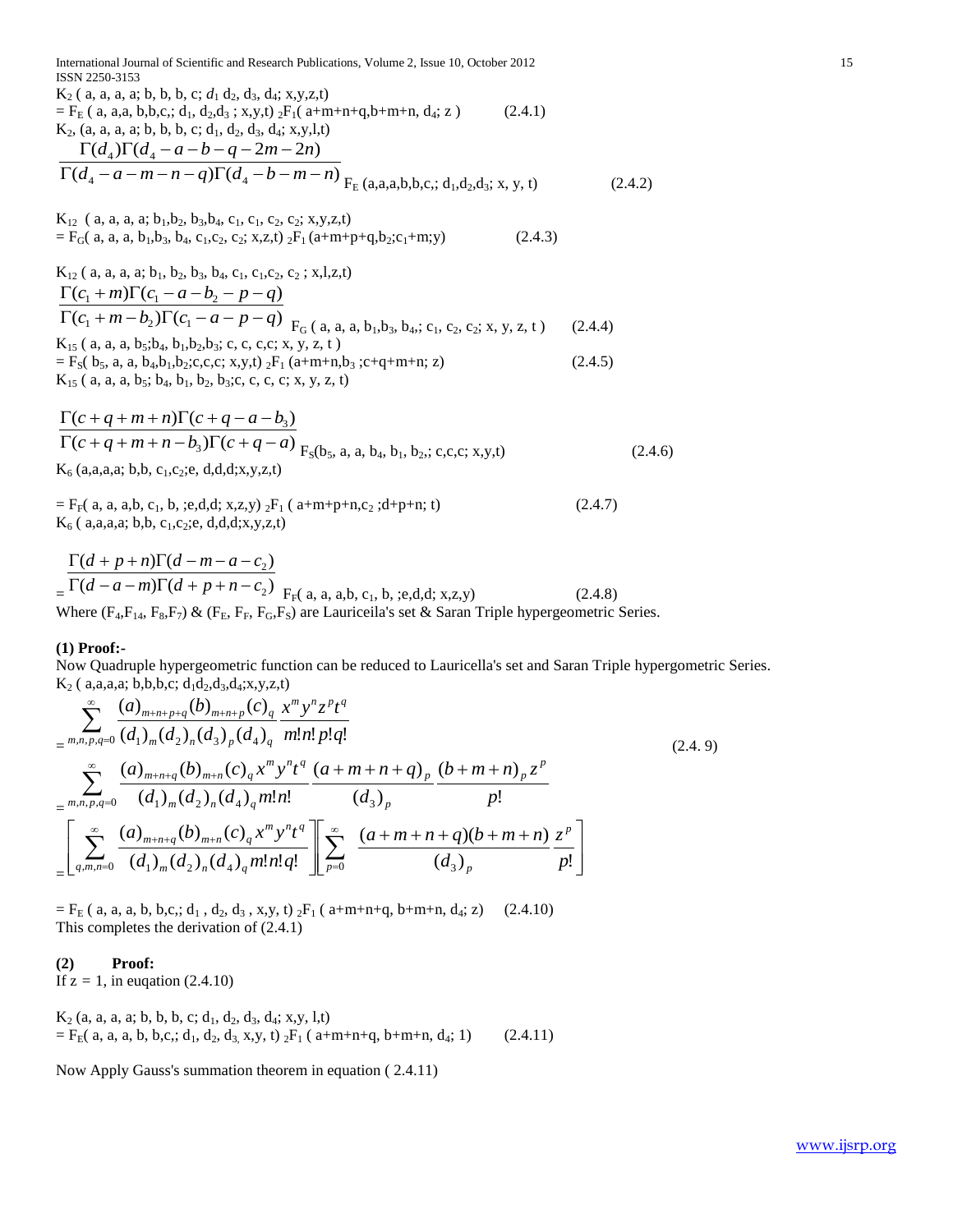$K_2$ ( a, a, a, a; b, b, b, c; $d_1$ $d_2$, $d_3$, $d_4$; x,y,z,t)

$= F_E$ ( a, a,a, b,b,c,; $d_1$, $d_2$,$d_3$ ; x,y,t) ${}_2F_1$( a+m+n+q,b+m+n, $d_4$; z ) (2.4.1)

$K_2$, (a, a, a, a; b, b, b, c; $d_1$, $d_2$, $d_3$, $d_4$; x,y,l,t)

$$\frac{\Gamma(d_4)\Gamma(d_4-a-b-q-2m-2n)}{\Gamma(d_4-a-m-n-q)\Gamma(d_4-b-m-n)} F_E\,(a,a,a,b,b,c,;\ d_1,d_2,d_3;\ x,\ y,\ t) \qquad (2.4.2)$$

$K_{12}$ ( a, a, a, a; $b_1$,$b_2$, $b_3$,$b_4$, $c_1$, $c_1$, $c_2$, $c_2$; x,y,z,t)

$= F_G$( a, a, a, $b_1$,$b_3$, $b_4$, $c_1$,$c_2$, $c_2$; x,z,t) ${}_2F_1$ (a+m+p+q,$b_2$;$c_1$+m;y) (2.4.3)

$K_{12}$ ( a, a, a, a; $b_1$, $b_2$, $b_3$, $b_4$, $c_1$, $c_1$,$c_2$, $c_2$ ; x,l,z,t)

$$\frac{\Gamma(c_1+m)\Gamma(c_1-a-b_2-p-q)}{\Gamma(c_1+m-b_2)\Gamma(c_1-a-p-q)} F_G\,(\ a,\ a,\ a,\ b_1,b_3,\ b_4,;\ c_1,\ c_2,\ c_2;\ x,\ y,\ z,\ t\ ) \qquad (2.4.4)$$

$K_{15}$ ( a, a, a, $b_5$;$b_4$, $b_1$,$b_2$,$b_3$; c, c, c,c; x, y, z, t )

$= F_S$( $b_5$, a, a, $b_4$,$b_1$,$b_2$;c,c,c; x,y,t) ${}_2F_1$ (a+m+n,$b_3$ ;c+q+m+n; z) (2.4.5)

$K_{15}$ ( a, a, a, $b_5$; $b_4$, $b_1$, $b_2$, $b_3$;c, c, c, c; x, y, z, t)

$$\frac{\Gamma(c+q+m+n)\Gamma(c+q-a-b_3)}{\Gamma(c+q+m+n-b_3)\Gamma(c+q-a)} F_S(b_5,\ a,\ a,\ b_4,\ b_1,\ b_2,;\ c,c,c;\ x,y,t) \qquad (2.4.6)$$

$K_6$ (a,a,a,a; b,b, $c_1$,$c_2$;e, d,d,d;x,y,z,t)

$= F_F$( a, a, a,b, $c_1$, b, ;e,d,d; x,z,y) ${}_2F_1$ ( a+m+p+n,$c_2$ ;d+p+n; t) (2.4.7)

$K_6$ ( a,a,a,a; b,b, $c_1$,$c_2$;e, d,d,d;x,y,z,t)

$$= \frac{\Gamma(d+p+n)\Gamma(d-m-a-c_2)}{\Gamma(d-a-m)\Gamma(d+p+n-c_2)} F_F(\ a,\ a,\ a,b,\ c_1,\ b,\ ;e,d,d;\ x,z,y) \qquad (2.4.8)$$

Where ($F_4$,$F_{14}$, $F_8$,$F_7$) & ($F_E$, $F_F$, $F_G$,$F_S$) are Lauriceila's set & Saran Triple hypergeometric Series.

**(1) Proof:-**

Now Quadruple hypergeometric function can be reduced to Lauricella's set and Saran Triple hypergometric Series.

$K_2$ ( a,a,a,a; b,b,b,c; $d_1$$d_2$,$d_3$,$d_4$;x,y,z,t)

$$= \sum_{m,n,p,q=0}^{\infty} \frac{(a)_{m+n+p+q}(b)_{m+n+p}(c)_q}{(d_1)_m(d_2)_n(d_3)_p(d_4)_q} \frac{x^m y^n z^p t^q}{m!n!p!q!}$$

$$= \sum_{m,n,p,q=0}^{\infty} \frac{(a)_{m+n+q}(b)_{m+n}(c)_q x^m y^n t^q}{(d_1)_m(d_2)_n(d_4)_q m!n!} \frac{(a+m+n+q)_p}{(d_3)_p} \frac{(b+m+n)_p z^p}{p!} \qquad (2.4.9)$$

$$= \left[\sum_{q,m,n=0}^{\infty} \frac{(a)_{m+n+q}(b)_{m+n}(c)_q x^m y^n t^q}{(d_1)_m(d_2)_n(d_4)_q m!n!q!}\right]\left[\sum_{p=0}^{\infty} \frac{(a+m+n+q)(b+m+n)}{(d_3)_p} \frac{z^p}{p!}\right]$$

$= F_E$ ( a, a, a, b, b,c,; $d_1$ , $d_2$, $d_3$ , x,y, t) ${}_2F_1$ ( a+m+n+q, b+m+n, $d_4$; z) (2.4.10)

This completes the derivation of (2.4.1)

**(2) Proof:**

If z = 1, in euqation (2.4.10)

$K_2$ (a, a, a, a; b, b, b, c; $d_1$, $d_2$, $d_3$, $d_4$; x,y, l,t)

$= F_E$( a, a, a, b, b,c,; $d_1$, $d_2$, $d_3$, x,y, t) ${}_2F_1$ ( a+m+n+q, b+m+n, $d_4$; 1) (2.4.11)

Now Apply Gauss's summation theorem in equation ( 2.4.11)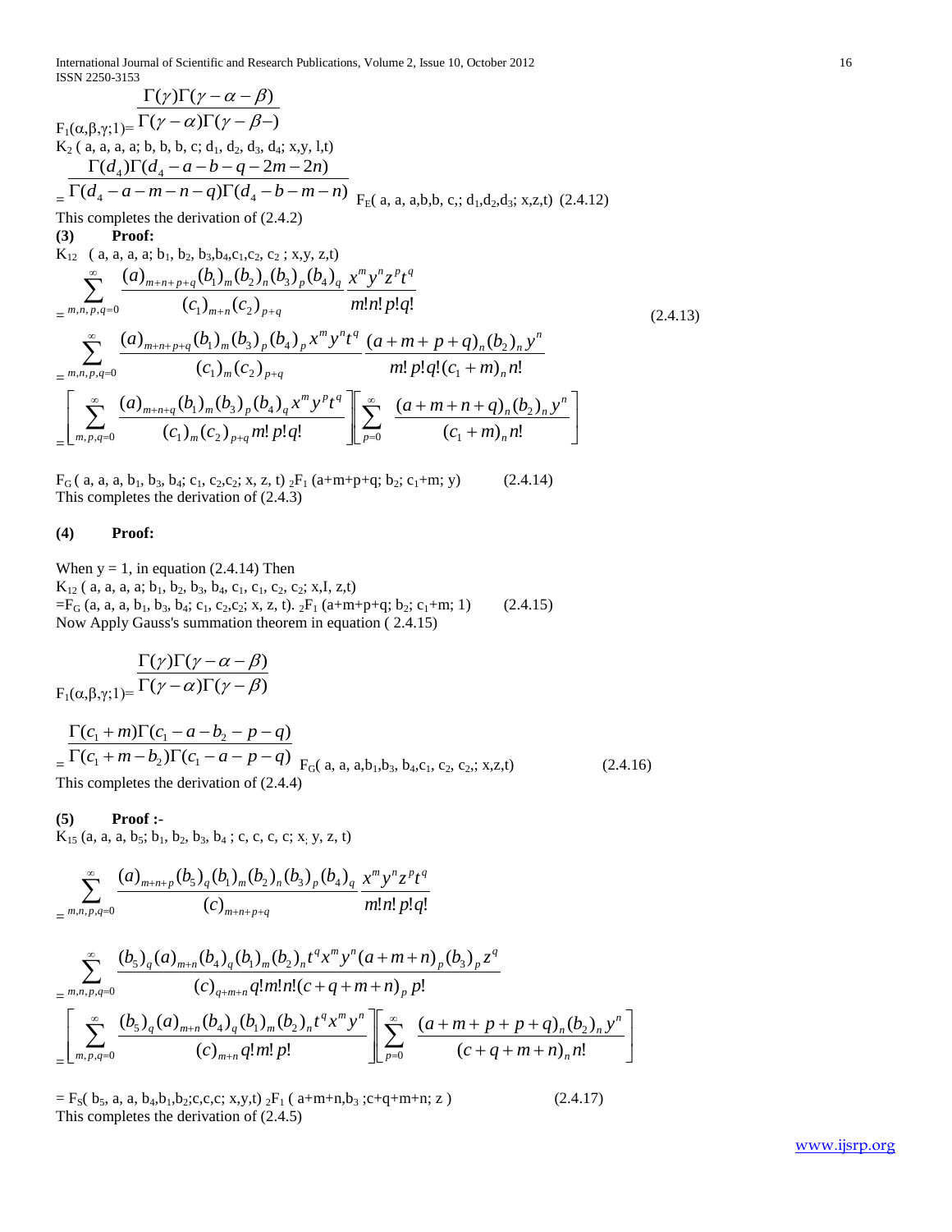$$F_1(\alpha,\beta,\gamma;1)=\frac{\Gamma(\gamma)\Gamma(\gamma-\alpha-\beta)}{\Gamma(\gamma-\alpha)\Gamma(\gamma-\beta-)}$$

$K_2$ ( a, a, a, a; b, b, b, c; $d_1$, $d_2$, $d_3$, $d_4$; x,y, l,t)

$$=\frac{\Gamma(d_4)\Gamma(d_4-a-b-q-2m-2n)}{\Gamma(d_4-a-m-n-q)\Gamma(d_4-b-m-n)}\ F_E(\text{ a, a, a,b,b, c,; } d_1,d_2,d_3;\text{ x,z,t}) \quad (2.4.12)$$

This completes the derivation of (2.4.2)

**(3) Proof:**

$K_{12}$ ( a, a, a, a; $b_1$, $b_2$, $b_3$,$b_4$,$c_1$,$c_2$, $c_2$ ; x,y, z,t)

$$=\sum_{m,n,p,q=0}^{\infty}\frac{(a)_{m+n+p+q}(b_1)_m(b_2)_n(b_3)_p(b_4)_q}{(c_1)_{m+n}(c_2)_{p+q}}\frac{x^m y^n z^p t^q}{m!n!p!q!} \quad (2.4.13)$$

$$=\sum_{m,n,p,q=0}^{\infty}\frac{(a)_{m+n+p+q}(b_1)_m(b_3)_p(b_4)_p x^m y^n t^q}{(c_1)_m(c_2)_{p+q}}\frac{(a+m+p+q)_n(b_2)_n y^n}{m!p!q!(c_1+m)_n n!}$$

$$=\left[\sum_{m,p,q=0}^{\infty}\frac{(a)_{m+n+q}(b_1)_m(b_3)_p(b_4)_q x^m y^p t^q}{(c_1)_m(c_2)_{p+q}m!p!q!}\right]\left[\sum_{p=0}^{\infty}\frac{(a+m+n+q)_n(b_2)_n y^n}{(c_1+m)_n n!}\right]$$

$F_G$ ( a, a, a, $b_1$, $b_3$, $b_4$; $c_1$, $c_2$,$c_2$; x, z, t) ${}_2F_1$ (a+m+p+q; $b_2$; $c_1$+m; y) (2.4.14)

This completes the derivation of (2.4.3)

**(4) Proof:**

When y = 1, in equation (2.4.14) Then

$K_{12}$ ( a, a, a, a; $b_1$, $b_2$, $b_3$, $b_4$, $c_1$, $c_1$, $c_2$, $c_2$; x,I, z,t)

=$F_G$ (a, a, a, $b_1$, $b_3$, $b_4$; $c_1$, $c_2$,$c_2$; x, z, t). ${}_2F_1$ (a+m+p+q; $b_2$; $c_1$+m; 1) (2.4.15)

Now Apply Gauss's summation theorem in equation ( 2.4.15)

$$F_1(\alpha,\beta,\gamma;1)=\frac{\Gamma(\gamma)\Gamma(\gamma-\alpha-\beta)}{\Gamma(\gamma-\alpha)\Gamma(\gamma-\beta)}$$

$$=\frac{\Gamma(c_1+m)\Gamma(c_1-a-b_2-p-q)}{\Gamma(c_1+m-b_2)\Gamma(c_1-a-p-q)}\ F_G(\text{ a, a, a,}b_1,b_3,b_4,c_1,c_2,c_2,;\text{ x,z,t}) \quad (2.4.16)$$

This completes the derivation of (2.4.4)

**(5) Proof :-**

$K_{15}$ (a, a, a, $b_5$; $b_1$, $b_2$, $b_3$, $b_4$ ; c, c, c, c; x, y, z, t)

$$=\sum_{m,n,p,q=0}^{\infty}\frac{(a)_{m+n+p}(b_5)_q(b_1)_m(b_2)_n(b_3)_p(b_4)_q}{(c)_{m+n+p+q}}\frac{x^m y^n z^p t^q}{m!n!p!q!}$$

$$=\sum_{m,n,p,q=0}^{\infty}\frac{(b_5)_q(a)_{m+n}(b_4)_q(b_1)_m(b_2)_n t^q x^m y^n(a+m+n)_p(b_3)_p z^q}{(c)_{q+m+n}q!m!n!(c+q+m+n)_p p!}$$

$$=\left[\sum_{m,p,q=0}^{\infty}\frac{(b_5)_q(a)_{m+n}(b_4)_q(b_1)_m(b_2)_n t^q x^m y^n}{(c)_{m+n}q!m!p!}\right]\left[\sum_{p=0}^{\infty}\frac{(a+m+p+p+q)_n(b_2)_n y^n}{(c+q+m+n)_n n!}\right]$$

= $F_S$( $b_5$, a, a, $b_4$,$b_1$,$b_2$;c,c,c; x,y,t) ${}_2F_1$ ( a+m+n,$b_3$ ;c+q+m+n; z ) (2.4.17)

This completes the derivation of (2.4.5)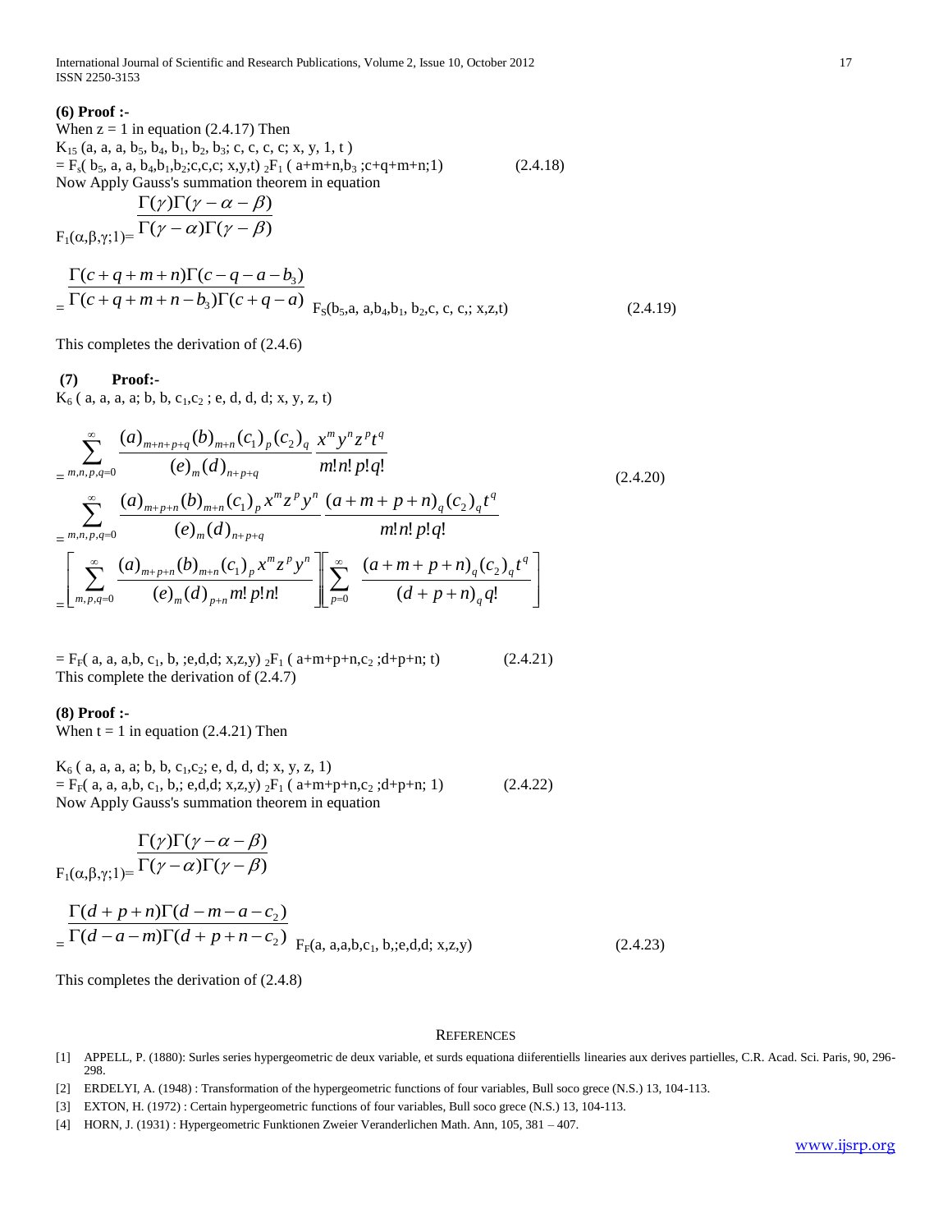**(6) Proof :-**

When z = 1 in equation (2.4.17) Then

$K_{15}$ (a, a, a, $b_5$, $b_4$, $b_1$, $b_2$, $b_3$; c, c, c, c; x, y, 1, t )

= $F_s$( $b_5$, a, a, $b_4$,$b_1$,$b_2$;c,c,c; x,y,t) ${}_2F_1$ ( a+m+n,$b_3$ ;c+q+m+n;1) (2.4.18)

Now Apply Gauss's summation theorem in equation

$$F_1(\alpha,\beta,\gamma;1)=\frac{\Gamma(\gamma)\Gamma(\gamma-\alpha-\beta)}{\Gamma(\gamma-\alpha)\Gamma(\gamma-\beta)}$$

$$=\frac{\Gamma(c+q+m+n)\Gamma(c-q-a-b_3)}{\Gamma(c+q+m+n-b_3)\Gamma(c+q-a)} F_S(b_5,a,\ a,b_4,b_1,\ b_2,c,\ c,\ c,;\ x,z,t) \qquad (2.4.19)$$

This completes the derivation of (2.4.6)

**(7) Proof:-**

$K_6$ ( a, a, a, a; b, b, $c_1$,$c_2$ ; e, d, d, d; x, y, z, t)

$$=\sum_{m,n,p,q=0}^{\infty}\frac{(a)_{m+n+p+q}(b)_{m+n}(c_1)_p(c_2)_q}{(e)_m(d)_{n+p+q}}\frac{x^m y^n z^p t^q}{m!n!p!q!}$$

$$=\sum_{m,n,p,q=0}^{\infty}\frac{(a)_{m+p+n}(b)_{m+n}(c_1)_p x^m z^p y^n}{(e)_m(d)_{n+p+q}}\frac{(a+m+p+n)_q(c_2)_q t^q}{m!n!p!q!} \qquad (2.4.20)$$

$$=\left[\sum_{m,p,q=0}^{\infty}\frac{(a)_{m+p+n}(b)_{m+n}(c_1)_p x^m z^p y^n}{(e)_m(d)_{p+n}m!p!n!}\right]\left[\sum_{p=0}^{\infty}\frac{(a+m+p+n)_q(c_2)_q t^q}{(d+p+n)_q q!}\right]$$

= $F_F$( a, a, a,b, $c_1$, b, ;e,d,d; x,z,y) ${}_2F_1$ ( a+m+p+n,$c_2$ ;d+p+n; t) (2.4.21)

This complete the derivation of (2.4.7)

**(8) Proof :-**

When t = 1 in equation (2.4.21) Then

$K_6$ ( a, a, a, a; b, b, $c_1$,$c_2$; e, d, d, d; x, y, z, 1)

= $F_F$( a, a, a,b, $c_1$, b,; e,d,d; x,z,y) ${}_2F_1$ ( a+m+p+n,$c_2$ ;d+p+n; 1) (2.4.22)

Now Apply Gauss's summation theorem in equation

$$F_1(\alpha,\beta,\gamma;1)=\frac{\Gamma(\gamma)\Gamma(\gamma-\alpha-\beta)}{\Gamma(\gamma-\alpha)\Gamma(\gamma-\beta)}$$

$$=\frac{\Gamma(d+p+n)\Gamma(d-m-a-c_2)}{\Gamma(d-a-m)\Gamma(d+p+n-c_2)} F_F(a,\ a,a,b,c_1,\ b,;e,d,d;\ x,z,y) \qquad (2.4.23)$$

This completes the derivation of (2.4.8)

## REFERENCES

[1] APPELL, P. (1880): Surles series hypergeometric de deux variable, et surds equationa diiferentiells linearies aux derives partielles, C.R. Acad. Sci. Paris, 90, 296-298.

[2] ERDELYI, A. (1948) : Transformation of the hypergeometric functions of four variables, Bull soco grece (N.S.) 13, 104-113.

[3] EXTON, H. (1972) : Certain hypergeometric functions of four variables, Bull soco grece (N.S.) 13, 104-113.

[4] HORN, J. (1931) : Hypergeometric Funktionen Zweier Veranderlichen Math. Ann, 105, 381 – 407.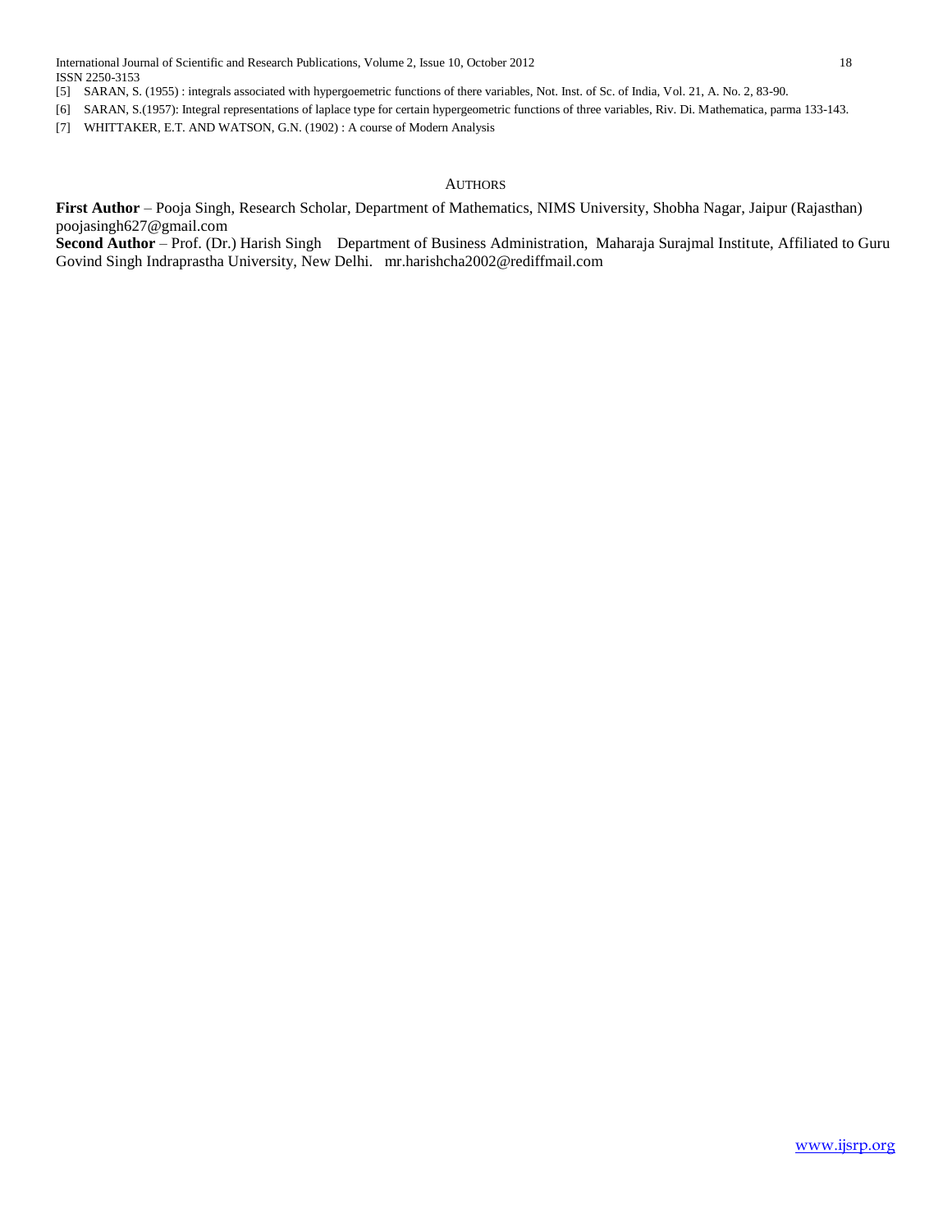[5] SARAN, S. (1955) : integrals associated with hypergoemetric functions of there variables, Not. Inst. of Sc. of India, Vol. 21, A. No. 2, 83-90.

[6] SARAN, S.(1957): Integral representations of laplace type for certain hypergeometric functions of three variables, Riv. Di. Mathematica, parma 133-143.

[7] WHITTAKER, E.T. AND WATSON, G.N. (1902) : A course of Modern Analysis

## AUTHORS

**First Author** – Pooja Singh, Research Scholar, Department of Mathematics, NIMS University, Shobha Nagar, Jaipur (Rajasthan) poojasingh627@gmail.com

**Second Author** – Prof. (Dr.) Harish Singh Department of Business Administration, Maharaja Surajmal Institute, Affiliated to Guru Govind Singh Indraprastha University, New Delhi. mr.harishcha2002@rediffmail.com